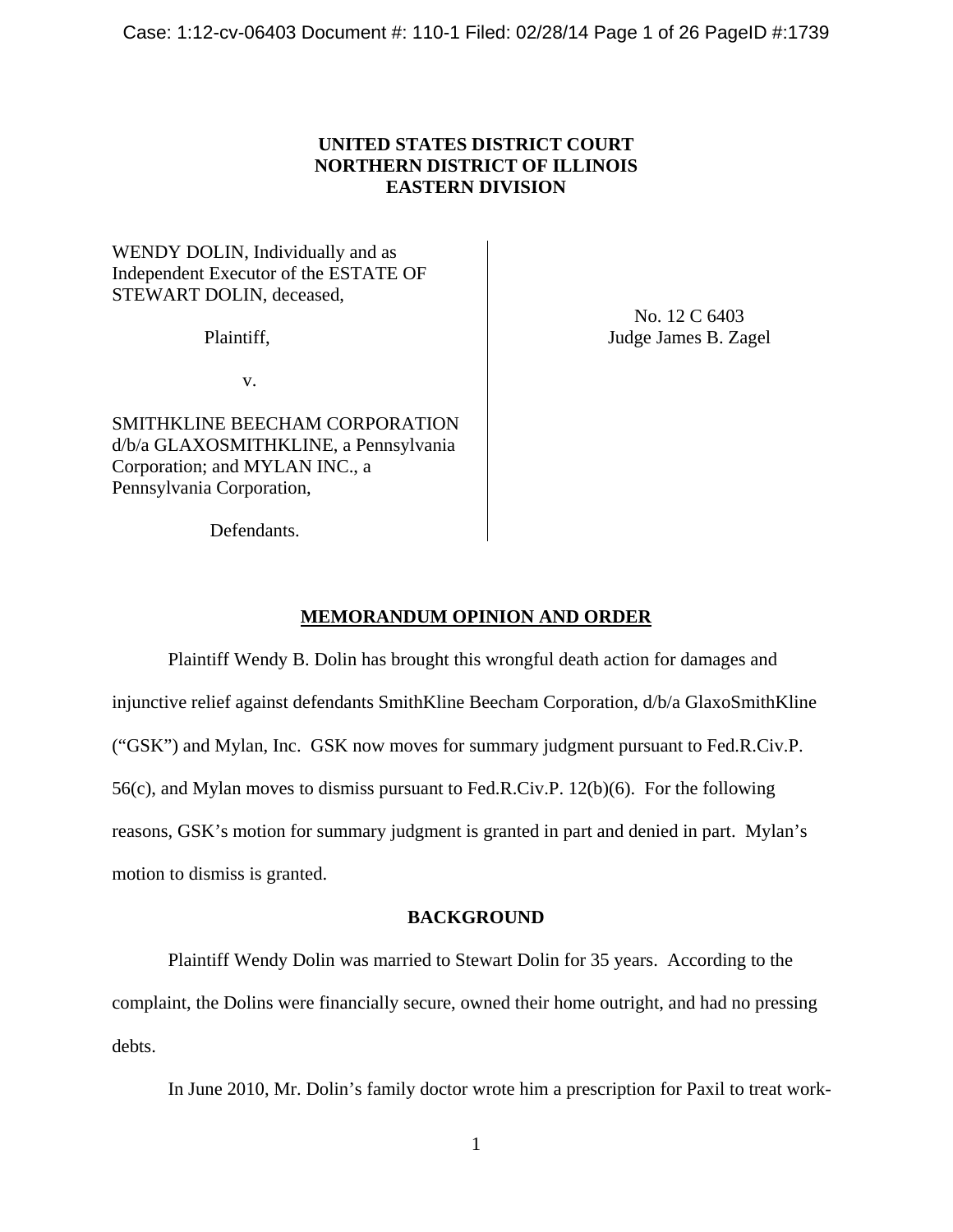**UNITED STATES DISTRICT COURT**
**NORTHERN DISTRICT OF ILLINOIS**
**EASTERN DIVISION**

| | |
|---|---|
| WENDY DOLIN, Individually and as Independent Executor of the ESTATE OF STEWART DOLIN, deceased,<br><br>Plaintiff,<br><br>v.<br><br>SMITHKLINE BEECHAM CORPORATION d/b/a GLAXOSMITHKLINE, a Pennsylvania Corporation; and MYLAN INC., a Pennsylvania Corporation,<br><br>Defendants. | No. 12 C 6403<br>Judge James B. Zagel |

## MEMORANDUM OPINION AND ORDER

Plaintiff Wendy B. Dolin has brought this wrongful death action for damages and injunctive relief against defendants SmithKline Beecham Corporation, d/b/a GlaxoSmithKline ("GSK") and Mylan, Inc. GSK now moves for summary judgment pursuant to Fed.R.Civ.P. 56(c), and Mylan moves to dismiss pursuant to Fed.R.Civ.P. 12(b)(6). For the following reasons, GSK's motion for summary judgment is granted in part and denied in part. Mylan's motion to dismiss is granted.

## BACKGROUND

Plaintiff Wendy Dolin was married to Stewart Dolin for 35 years. According to the complaint, the Dolins were financially secure, owned their home outright, and had no pressing debts.

In June 2010, Mr. Dolin's family doctor wrote him a prescription for Paxil to treat work-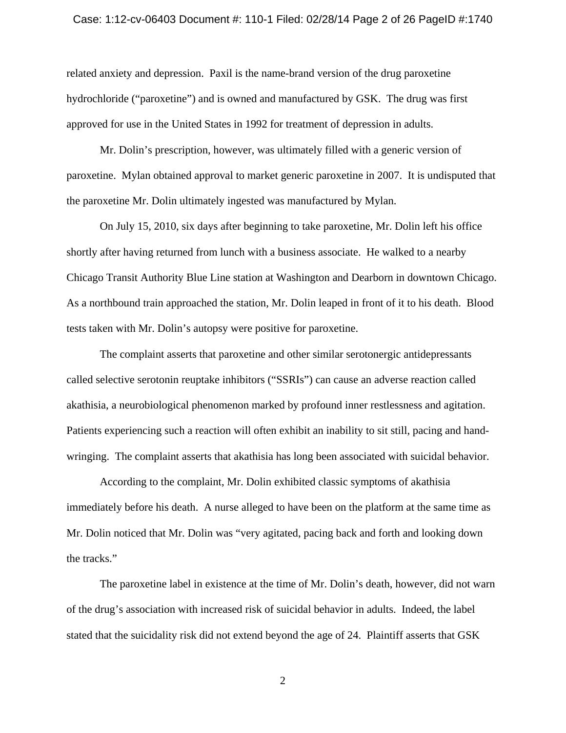related anxiety and depression. Paxil is the name-brand version of the drug paroxetine hydrochloride ("paroxetine") and is owned and manufactured by GSK. The drug was first approved for use in the United States in 1992 for treatment of depression in adults.

Mr. Dolin's prescription, however, was ultimately filled with a generic version of paroxetine. Mylan obtained approval to market generic paroxetine in 2007. It is undisputed that the paroxetine Mr. Dolin ultimately ingested was manufactured by Mylan.

On July 15, 2010, six days after beginning to take paroxetine, Mr. Dolin left his office shortly after having returned from lunch with a business associate. He walked to a nearby Chicago Transit Authority Blue Line station at Washington and Dearborn in downtown Chicago. As a northbound train approached the station, Mr. Dolin leaped in front of it to his death. Blood tests taken with Mr. Dolin's autopsy were positive for paroxetine.

The complaint asserts that paroxetine and other similar serotonergic antidepressants called selective serotonin reuptake inhibitors ("SSRIs") can cause an adverse reaction called akathisia, a neurobiological phenomenon marked by profound inner restlessness and agitation. Patients experiencing such a reaction will often exhibit an inability to sit still, pacing and hand-wringing. The complaint asserts that akathisia has long been associated with suicidal behavior.

According to the complaint, Mr. Dolin exhibited classic symptoms of akathisia immediately before his death. A nurse alleged to have been on the platform at the same time as Mr. Dolin noticed that Mr. Dolin was "very agitated, pacing back and forth and looking down the tracks."

The paroxetine label in existence at the time of Mr. Dolin's death, however, did not warn of the drug's association with increased risk of suicidal behavior in adults. Indeed, the label stated that the suicidality risk did not extend beyond the age of 24. Plaintiff asserts that GSK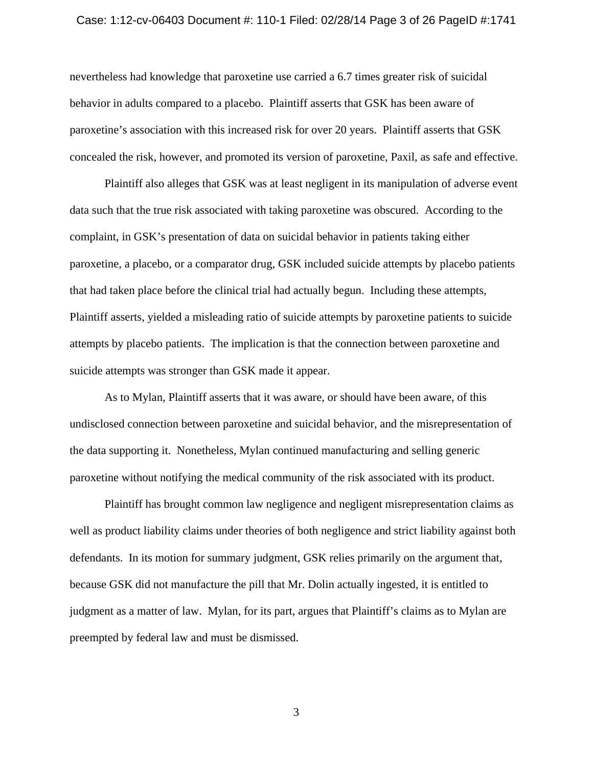nevertheless had knowledge that paroxetine use carried a 6.7 times greater risk of suicidal behavior in adults compared to a placebo. Plaintiff asserts that GSK has been aware of paroxetine's association with this increased risk for over 20 years. Plaintiff asserts that GSK concealed the risk, however, and promoted its version of paroxetine, Paxil, as safe and effective.

Plaintiff also alleges that GSK was at least negligent in its manipulation of adverse event data such that the true risk associated with taking paroxetine was obscured. According to the complaint, in GSK's presentation of data on suicidal behavior in patients taking either paroxetine, a placebo, or a comparator drug, GSK included suicide attempts by placebo patients that had taken place before the clinical trial had actually begun. Including these attempts, Plaintiff asserts, yielded a misleading ratio of suicide attempts by paroxetine patients to suicide attempts by placebo patients. The implication is that the connection between paroxetine and suicide attempts was stronger than GSK made it appear.

As to Mylan, Plaintiff asserts that it was aware, or should have been aware, of this undisclosed connection between paroxetine and suicidal behavior, and the misrepresentation of the data supporting it. Nonetheless, Mylan continued manufacturing and selling generic paroxetine without notifying the medical community of the risk associated with its product.

Plaintiff has brought common law negligence and negligent misrepresentation claims as well as product liability claims under theories of both negligence and strict liability against both defendants. In its motion for summary judgment, GSK relies primarily on the argument that, because GSK did not manufacture the pill that Mr. Dolin actually ingested, it is entitled to judgment as a matter of law. Mylan, for its part, argues that Plaintiff's claims as to Mylan are preempted by federal law and must be dismissed.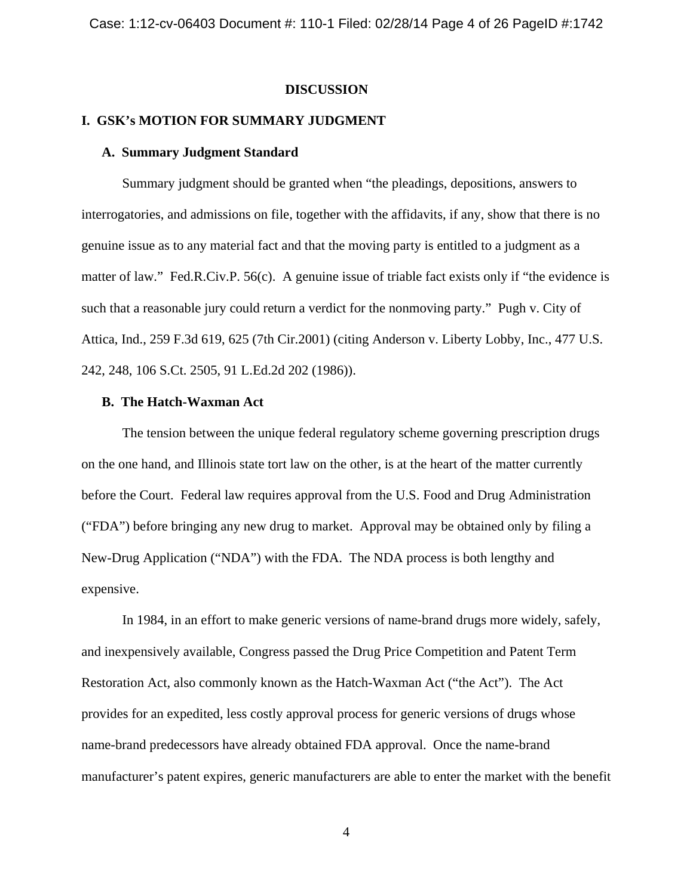## DISCUSSION

### I. GSK's MOTION FOR SUMMARY JUDGMENT

#### A. Summary Judgment Standard

Summary judgment should be granted when "the pleadings, depositions, answers to interrogatories, and admissions on file, together with the affidavits, if any, show that there is no genuine issue as to any material fact and that the moving party is entitled to a judgment as a matter of law." Fed.R.Civ.P. 56(c). A genuine issue of triable fact exists only if "the evidence is such that a reasonable jury could return a verdict for the nonmoving party." Pugh v. City of Attica, Ind., 259 F.3d 619, 625 (7th Cir.2001) (citing Anderson v. Liberty Lobby, Inc., 477 U.S. 242, 248, 106 S.Ct. 2505, 91 L.Ed.2d 202 (1986)).

#### B. The Hatch-Waxman Act

The tension between the unique federal regulatory scheme governing prescription drugs on the one hand, and Illinois state tort law on the other, is at the heart of the matter currently before the Court. Federal law requires approval from the U.S. Food and Drug Administration ("FDA") before bringing any new drug to market. Approval may be obtained only by filing a New-Drug Application ("NDA") with the FDA. The NDA process is both lengthy and expensive.

In 1984, in an effort to make generic versions of name-brand drugs more widely, safely, and inexpensively available, Congress passed the Drug Price Competition and Patent Term Restoration Act, also commonly known as the Hatch-Waxman Act ("the Act"). The Act provides for an expedited, less costly approval process for generic versions of drugs whose name-brand predecessors have already obtained FDA approval. Once the name-brand manufacturer's patent expires, generic manufacturers are able to enter the market with the benefit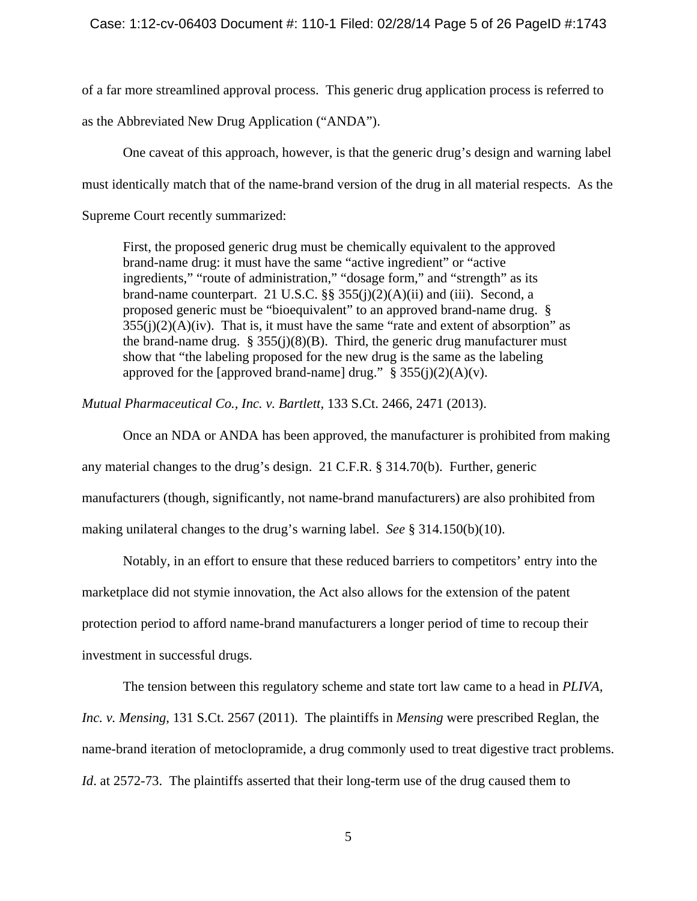of a far more streamlined approval process. This generic drug application process is referred to as the Abbreviated New Drug Application ("ANDA").

One caveat of this approach, however, is that the generic drug's design and warning label must identically match that of the name-brand version of the drug in all material respects. As the Supreme Court recently summarized:

> First, the proposed generic drug must be chemically equivalent to the approved brand-name drug: it must have the same "active ingredient" or "active ingredients," "route of administration," "dosage form," and "strength" as its brand-name counterpart. 21 U.S.C. §§ 355(j)(2)(A)(ii) and (iii). Second, a proposed generic must be "bioequivalent" to an approved brand-name drug. § 355(j)(2)(A)(iv). That is, it must have the same "rate and extent of absorption" as the brand-name drug. § 355(j)(8)(B). Third, the generic drug manufacturer must show that "the labeling proposed for the new drug is the same as the labeling approved for the [approved brand-name] drug." § 355(j)(2)(A)(v).

*Mutual Pharmaceutical Co., Inc. v. Bartlett*, 133 S.Ct. 2466, 2471 (2013).

Once an NDA or ANDA has been approved, the manufacturer is prohibited from making any material changes to the drug's design. 21 C.F.R. § 314.70(b). Further, generic manufacturers (though, significantly, not name-brand manufacturers) are also prohibited from making unilateral changes to the drug's warning label. *See* § 314.150(b)(10).

Notably, in an effort to ensure that these reduced barriers to competitors' entry into the marketplace did not stymie innovation, the Act also allows for the extension of the patent protection period to afford name-brand manufacturers a longer period of time to recoup their investment in successful drugs.

The tension between this regulatory scheme and state tort law came to a head in *PLIVA, Inc. v. Mensing*, 131 S.Ct. 2567 (2011). The plaintiffs in *Mensing* were prescribed Reglan, the name-brand iteration of metoclopramide, a drug commonly used to treat digestive tract problems. *Id*. at 2572-73. The plaintiffs asserted that their long-term use of the drug caused them to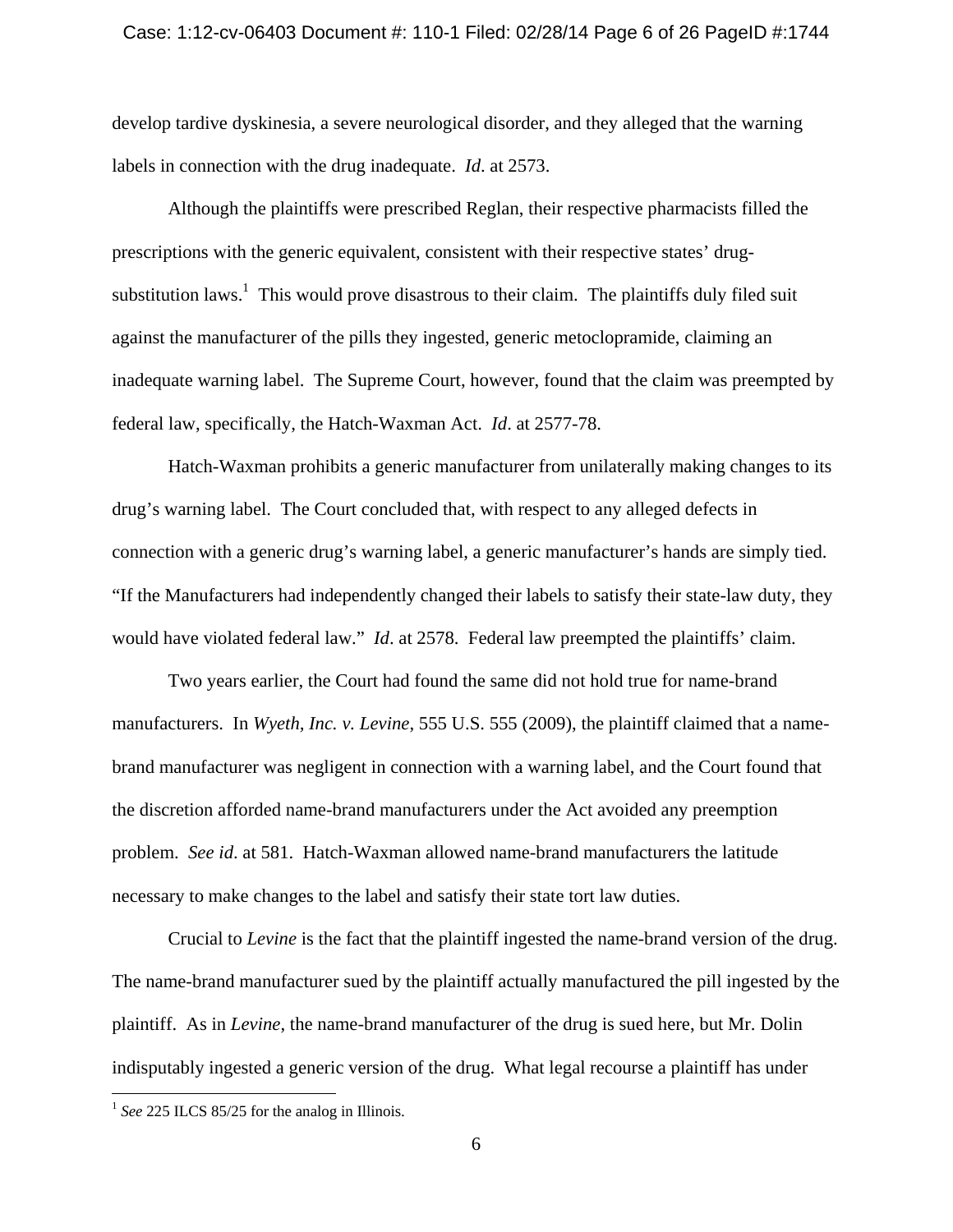develop tardive dyskinesia, a severe neurological disorder, and they alleged that the warning labels in connection with the drug inadequate. *Id*. at 2573.

Although the plaintiffs were prescribed Reglan, their respective pharmacists filled the prescriptions with the generic equivalent, consistent with their respective states' drug-substitution laws.[1] This would prove disastrous to their claim. The plaintiffs duly filed suit against the manufacturer of the pills they ingested, generic metoclopramide, claiming an inadequate warning label. The Supreme Court, however, found that the claim was preempted by federal law, specifically, the Hatch-Waxman Act. *Id*. at 2577-78.

Hatch-Waxman prohibits a generic manufacturer from unilaterally making changes to its drug's warning label. The Court concluded that, with respect to any alleged defects in connection with a generic drug's warning label, a generic manufacturer's hands are simply tied. "If the Manufacturers had independently changed their labels to satisfy their state-law duty, they would have violated federal law." *Id*. at 2578. Federal law preempted the plaintiffs' claim.

Two years earlier, the Court had found the same did not hold true for name-brand manufacturers. In *Wyeth, Inc. v. Levine*, 555 U.S. 555 (2009), the plaintiff claimed that a name-brand manufacturer was negligent in connection with a warning label, and the Court found that the discretion afforded name-brand manufacturers under the Act avoided any preemption problem. *See id*. at 581. Hatch-Waxman allowed name-brand manufacturers the latitude necessary to make changes to the label and satisfy their state tort law duties.

Crucial to *Levine* is the fact that the plaintiff ingested the name-brand version of the drug. The name-brand manufacturer sued by the plaintiff actually manufactured the pill ingested by the plaintiff. As in *Levine*, the name-brand manufacturer of the drug is sued here, but Mr. Dolin indisputably ingested a generic version of the drug. What legal recourse a plaintiff has under

---

[1] *See* 225 ILCS 85/25 for the analog in Illinois.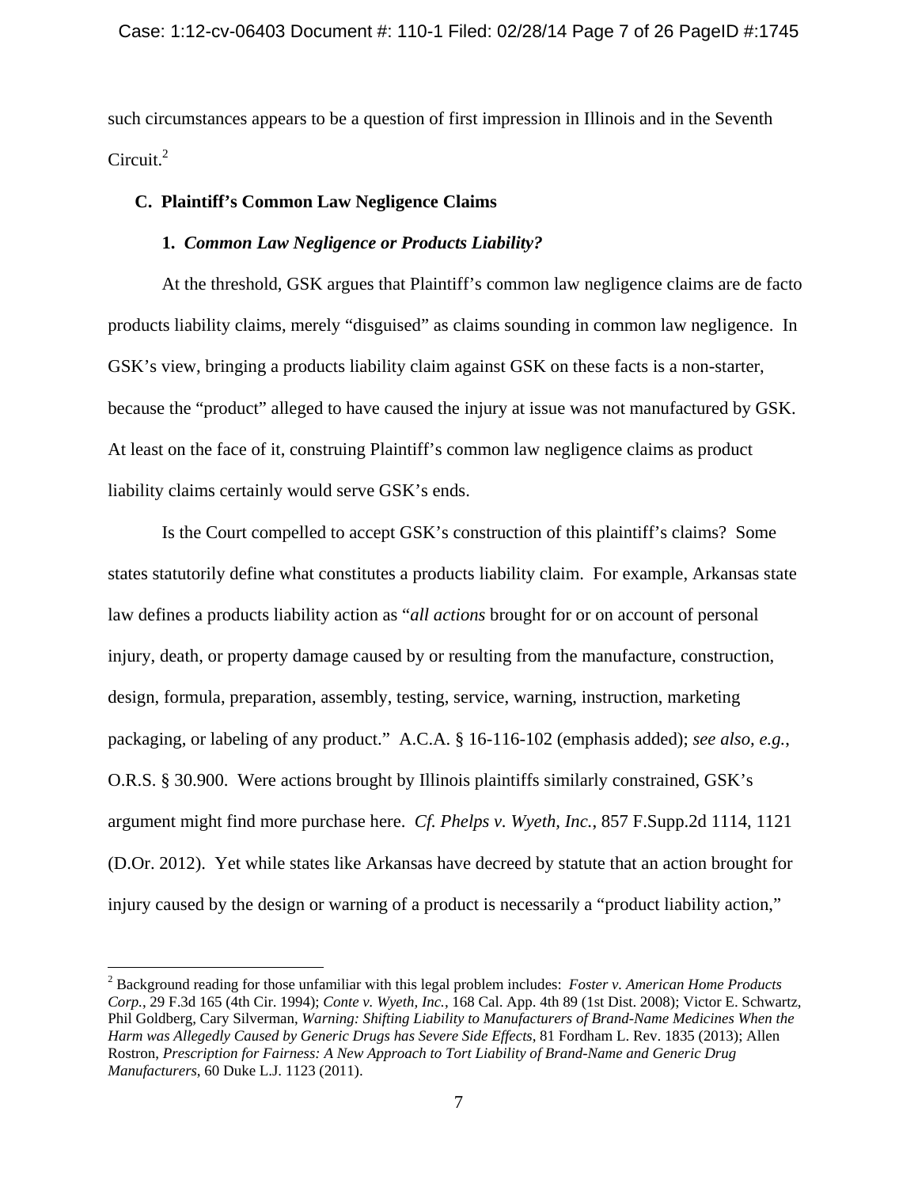such circumstances appears to be a question of first impression in Illinois and in the Seventh Circuit.[2]

### C. Plaintiff's Common Law Negligence Claims

#### 1. *Common Law Negligence or Products Liability?*

At the threshold, GSK argues that Plaintiff's common law negligence claims are de facto products liability claims, merely "disguised" as claims sounding in common law negligence. In GSK's view, bringing a products liability claim against GSK on these facts is a non-starter, because the "product" alleged to have caused the injury at issue was not manufactured by GSK. At least on the face of it, construing Plaintiff's common law negligence claims as product liability claims certainly would serve GSK's ends.

Is the Court compelled to accept GSK's construction of this plaintiff's claims? Some states statutorily define what constitutes a products liability claim. For example, Arkansas state law defines a products liability action as "*all actions* brought for or on account of personal injury, death, or property damage caused by or resulting from the manufacture, construction, design, formula, preparation, assembly, testing, service, warning, instruction, marketing packaging, or labeling of any product." A.C.A. § 16-116-102 (emphasis added); *see also, e.g.*, O.R.S. § 30.900. Were actions brought by Illinois plaintiffs similarly constrained, GSK's argument might find more purchase here. *Cf. Phelps v. Wyeth, Inc.*, 857 F.Supp.2d 1114, 1121 (D.Or. 2012). Yet while states like Arkansas have decreed by statute that an action brought for injury caused by the design or warning of a product is necessarily a "product liability action,"

[2] Background reading for those unfamiliar with this legal problem includes: *Foster v. American Home Products Corp.*, 29 F.3d 165 (4th Cir. 1994); *Conte v. Wyeth, Inc.*, 168 Cal. App. 4th 89 (1st Dist. 2008); Victor E. Schwartz, Phil Goldberg, Cary Silverman, *Warning: Shifting Liability to Manufacturers of Brand-Name Medicines When the Harm was Allegedly Caused by Generic Drugs has Severe Side Effects*, 81 Fordham L. Rev. 1835 (2013); Allen Rostron, *Prescription for Fairness: A New Approach to Tort Liability of Brand-Name and Generic Drug Manufacturers*, 60 Duke L.J. 1123 (2011).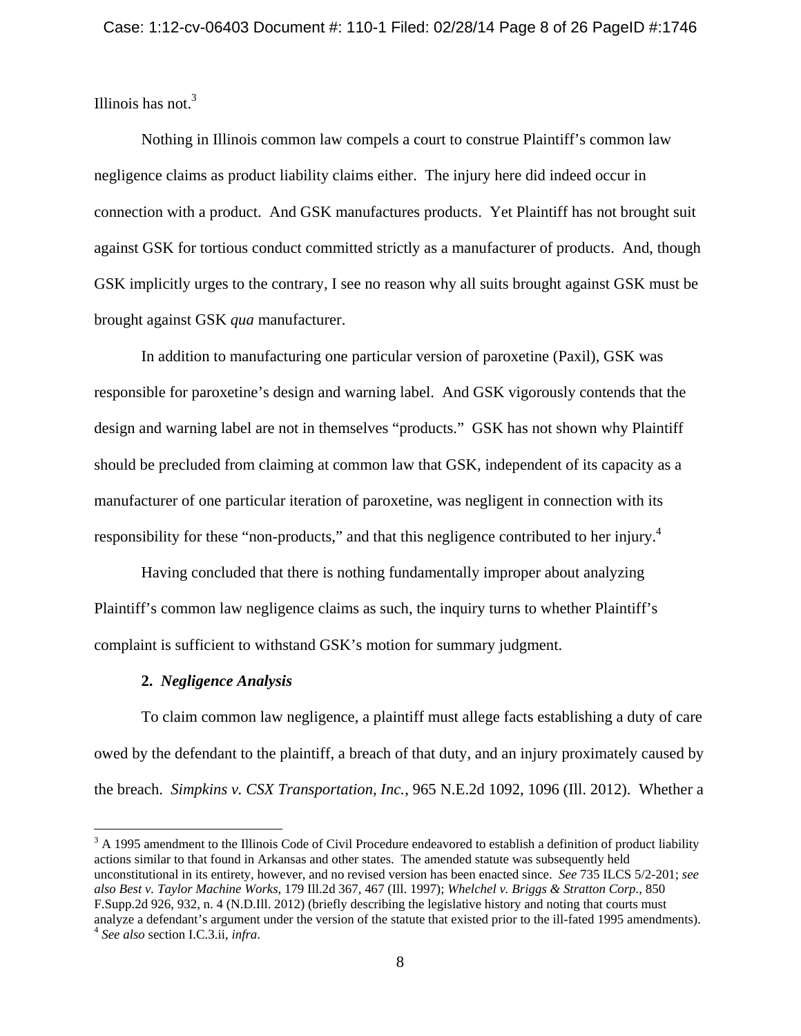Illinois has not.[3]

Nothing in Illinois common law compels a court to construe Plaintiff's common law negligence claims as product liability claims either. The injury here did indeed occur in connection with a product. And GSK manufactures products. Yet Plaintiff has not brought suit against GSK for tortious conduct committed strictly as a manufacturer of products. And, though GSK implicitly urges to the contrary, I see no reason why all suits brought against GSK must be brought against GSK *qua* manufacturer.

In addition to manufacturing one particular version of paroxetine (Paxil), GSK was responsible for paroxetine's design and warning label. And GSK vigorously contends that the design and warning label are not in themselves "products." GSK has not shown why Plaintiff should be precluded from claiming at common law that GSK, independent of its capacity as a manufacturer of one particular iteration of paroxetine, was negligent in connection with its responsibility for these "non-products," and that this negligence contributed to her injury.[4]

Having concluded that there is nothing fundamentally improper about analyzing Plaintiff's common law negligence claims as such, the inquiry turns to whether Plaintiff's complaint is sufficient to withstand GSK's motion for summary judgment.

**2. *Negligence Analysis***

To claim common law negligence, a plaintiff must allege facts establishing a duty of care owed by the defendant to the plaintiff, a breach of that duty, and an injury proximately caused by the breach. *Simpkins v. CSX Transportation, Inc.*, 965 N.E.2d 1092, 1096 (Ill. 2012). Whether a

---

[3] A 1995 amendment to the Illinois Code of Civil Procedure endeavored to establish a definition of product liability actions similar to that found in Arkansas and other states. The amended statute was subsequently held unconstitutional in its entirety, however, and no revised version has been enacted since. *See* 735 ILCS 5/2-201; *see also Best v. Taylor Machine Works*, 179 Ill.2d 367, 467 (Ill. 1997); *Whelchel v. Briggs & Stratton Corp.*, 850 F.Supp.2d 926, 932, n. 4 (N.D.Ill. 2012) (briefly describing the legislative history and noting that courts must analyze a defendant's argument under the version of the statute that existed prior to the ill-fated 1995 amendments).

[4] *See also* section I.C.3.ii, *infra*.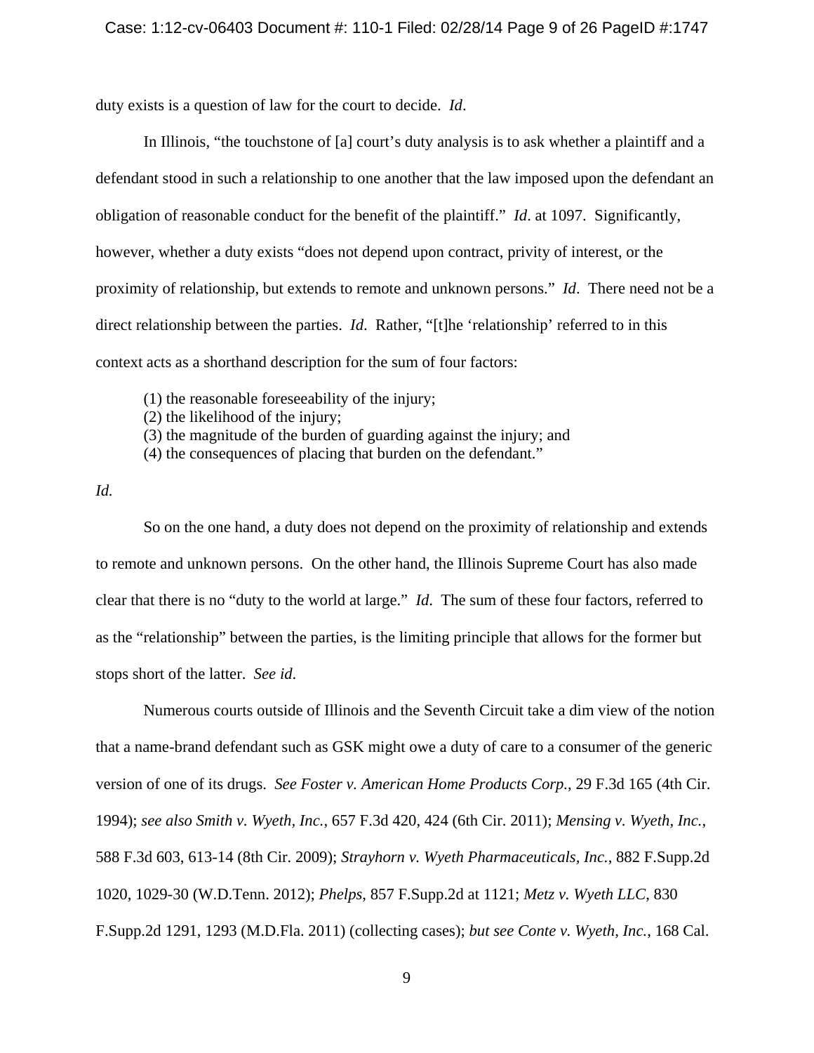duty exists is a question of law for the court to decide. *Id*.

In Illinois, "the touchstone of [a] court's duty analysis is to ask whether a plaintiff and a defendant stood in such a relationship to one another that the law imposed upon the defendant an obligation of reasonable conduct for the benefit of the plaintiff." *Id*. at 1097. Significantly, however, whether a duty exists "does not depend upon contract, privity of interest, or the proximity of relationship, but extends to remote and unknown persons." *Id*. There need not be a direct relationship between the parties. *Id*. Rather, "[t]he 'relationship' referred to in this context acts as a shorthand description for the sum of four factors:

> (1) the reasonable foreseeability of the injury;
> (2) the likelihood of the injury;
> (3) the magnitude of the burden of guarding against the injury; and
> (4) the consequences of placing that burden on the defendant."

*Id.*

So on the one hand, a duty does not depend on the proximity of relationship and extends to remote and unknown persons. On the other hand, the Illinois Supreme Court has also made clear that there is no "duty to the world at large." *Id*. The sum of these four factors, referred to as the "relationship" between the parties, is the limiting principle that allows for the former but stops short of the latter. *See id*.

Numerous courts outside of Illinois and the Seventh Circuit take a dim view of the notion that a name-brand defendant such as GSK might owe a duty of care to a consumer of the generic version of one of its drugs. *See Foster v. American Home Products Corp.*, 29 F.3d 165 (4th Cir. 1994); *see also Smith v. Wyeth, Inc.*, 657 F.3d 420, 424 (6th Cir. 2011); *Mensing v. Wyeth, Inc.*, 588 F.3d 603, 613-14 (8th Cir. 2009); *Strayhorn v. Wyeth Pharmaceuticals, Inc.*, 882 F.Supp.2d 1020, 1029-30 (W.D.Tenn. 2012); *Phelps*, 857 F.Supp.2d at 1121; *Metz v. Wyeth LLC*, 830 F.Supp.2d 1291, 1293 (M.D.Fla. 2011) (collecting cases); *but see Conte v. Wyeth, Inc.*, 168 Cal.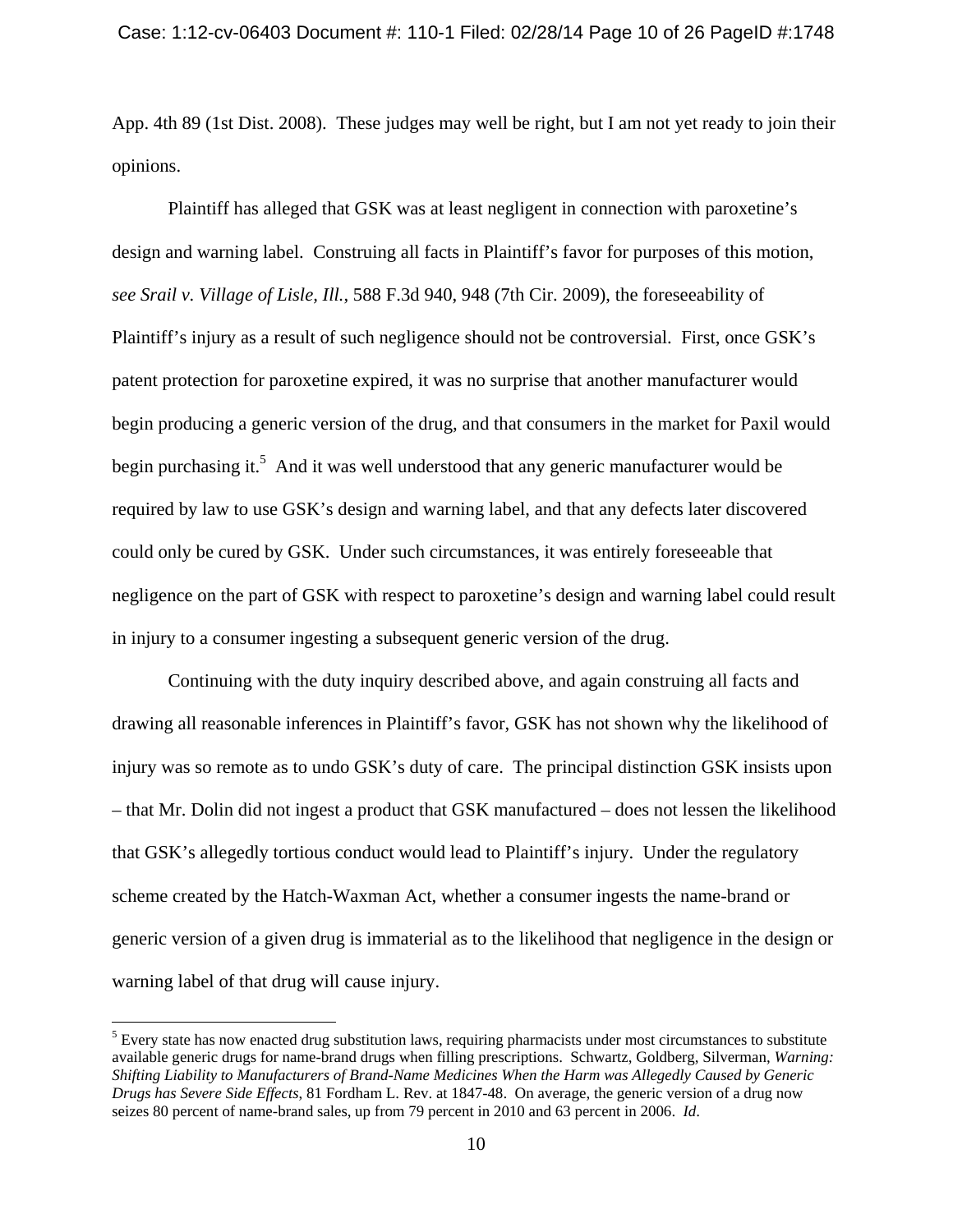App. 4th 89 (1st Dist. 2008). These judges may well be right, but I am not yet ready to join their opinions.

Plaintiff has alleged that GSK was at least negligent in connection with paroxetine's design and warning label. Construing all facts in Plaintiff's favor for purposes of this motion, *see Srail v. Village of Lisle, Ill.*, 588 F.3d 940, 948 (7th Cir. 2009), the foreseeability of Plaintiff's injury as a result of such negligence should not be controversial. First, once GSK's patent protection for paroxetine expired, it was no surprise that another manufacturer would begin producing a generic version of the drug, and that consumers in the market for Paxil would begin purchasing it.[5] And it was well understood that any generic manufacturer would be required by law to use GSK's design and warning label, and that any defects later discovered could only be cured by GSK. Under such circumstances, it was entirely foreseeable that negligence on the part of GSK with respect to paroxetine's design and warning label could result in injury to a consumer ingesting a subsequent generic version of the drug.

Continuing with the duty inquiry described above, and again construing all facts and drawing all reasonable inferences in Plaintiff's favor, GSK has not shown why the likelihood of injury was so remote as to undo GSK's duty of care. The principal distinction GSK insists upon – that Mr. Dolin did not ingest a product that GSK manufactured – does not lessen the likelihood that GSK's allegedly tortious conduct would lead to Plaintiff's injury. Under the regulatory scheme created by the Hatch-Waxman Act, whether a consumer ingests the name-brand or generic version of a given drug is immaterial as to the likelihood that negligence in the design or warning label of that drug will cause injury.

[5] Every state has now enacted drug substitution laws, requiring pharmacists under most circumstances to substitute available generic drugs for name-brand drugs when filling prescriptions. Schwartz, Goldberg, Silverman, *Warning: Shifting Liability to Manufacturers of Brand-Name Medicines When the Harm was Allegedly Caused by Generic Drugs has Severe Side Effects*, 81 Fordham L. Rev. at 1847-48. On average, the generic version of a drug now seizes 80 percent of name-brand sales, up from 79 percent in 2010 and 63 percent in 2006. *Id*.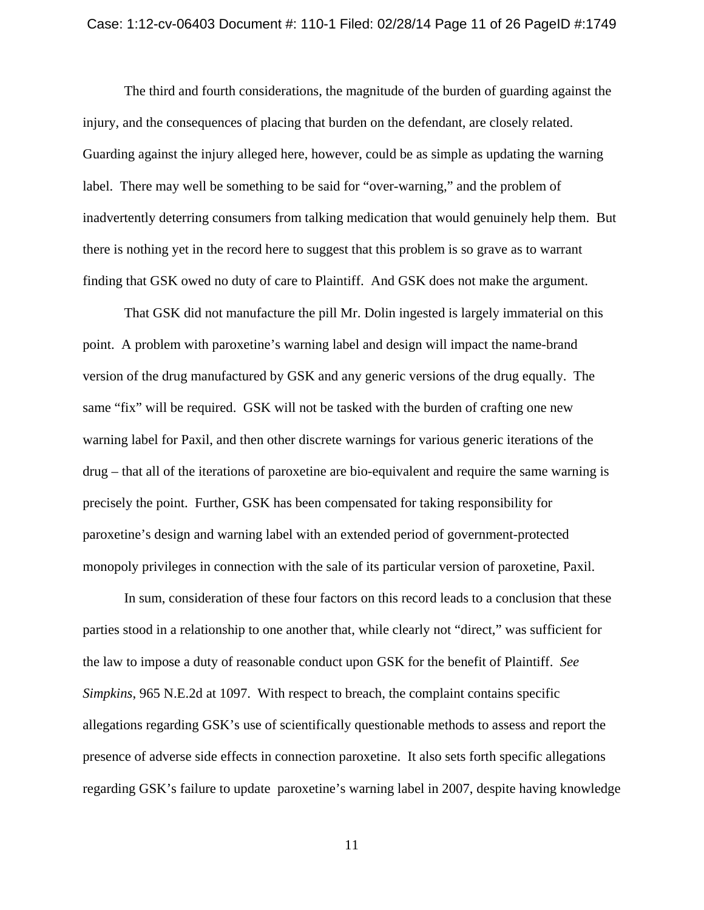The third and fourth considerations, the magnitude of the burden of guarding against the injury, and the consequences of placing that burden on the defendant, are closely related. Guarding against the injury alleged here, however, could be as simple as updating the warning label. There may well be something to be said for "over-warning," and the problem of inadvertently deterring consumers from talking medication that would genuinely help them. But there is nothing yet in the record here to suggest that this problem is so grave as to warrant finding that GSK owed no duty of care to Plaintiff. And GSK does not make the argument.

That GSK did not manufacture the pill Mr. Dolin ingested is largely immaterial on this point. A problem with paroxetine's warning label and design will impact the name-brand version of the drug manufactured by GSK and any generic versions of the drug equally. The same "fix" will be required. GSK will not be tasked with the burden of crafting one new warning label for Paxil, and then other discrete warnings for various generic iterations of the drug – that all of the iterations of paroxetine are bio-equivalent and require the same warning is precisely the point. Further, GSK has been compensated for taking responsibility for paroxetine's design and warning label with an extended period of government-protected monopoly privileges in connection with the sale of its particular version of paroxetine, Paxil.

In sum, consideration of these four factors on this record leads to a conclusion that these parties stood in a relationship to one another that, while clearly not "direct," was sufficient for the law to impose a duty of reasonable conduct upon GSK for the benefit of Plaintiff. *See Simpkins*, 965 N.E.2d at 1097. With respect to breach, the complaint contains specific allegations regarding GSK's use of scientifically questionable methods to assess and report the presence of adverse side effects in connection paroxetine. It also sets forth specific allegations regarding GSK's failure to update paroxetine's warning label in 2007, despite having knowledge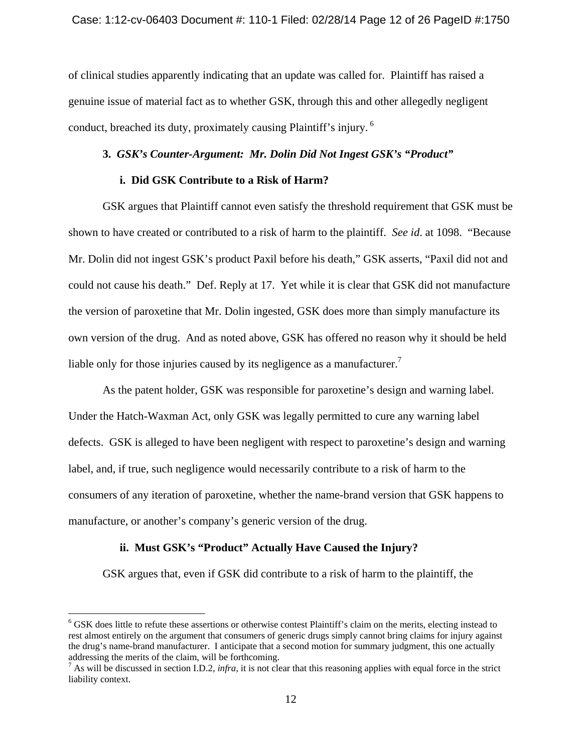of clinical studies apparently indicating that an update was called for. Plaintiff has raised a genuine issue of material fact as to whether GSK, through this and other allegedly negligent conduct, breached its duty, proximately causing Plaintiff's injury.[6]

### 3. *GSK's Counter-Argument: Mr. Dolin Did Not Ingest GSK's "Product"*

#### i. Did GSK Contribute to a Risk of Harm?

GSK argues that Plaintiff cannot even satisfy the threshold requirement that GSK must be shown to have created or contributed to a risk of harm to the plaintiff. *See id*. at 1098. "Because Mr. Dolin did not ingest GSK's product Paxil before his death," GSK asserts, "Paxil did not and could not cause his death." Def. Reply at 17. Yet while it is clear that GSK did not manufacture the version of paroxetine that Mr. Dolin ingested, GSK does more than simply manufacture its own version of the drug. And as noted above, GSK has offered no reason why it should be held liable only for those injuries caused by its negligence as a manufacturer.[7]

As the patent holder, GSK was responsible for paroxetine's design and warning label. Under the Hatch-Waxman Act, only GSK was legally permitted to cure any warning label defects. GSK is alleged to have been negligent with respect to paroxetine's design and warning label, and, if true, such negligence would necessarily contribute to a risk of harm to the consumers of any iteration of paroxetine, whether the name-brand version that GSK happens to manufacture, or another's company's generic version of the drug.

#### ii. Must GSK's "Product" Actually Have Caused the Injury?

GSK argues that, even if GSK did contribute to a risk of harm to the plaintiff, the

---

[6] GSK does little to refute these assertions or otherwise contest Plaintiff's claim on the merits, electing instead to rest almost entirely on the argument that consumers of generic drugs simply cannot bring claims for injury against the drug's name-brand manufacturer. I anticipate that a second motion for summary judgment, this one actually addressing the merits of the claim, will be forthcoming.

[7] As will be discussed in section I.D.2, *infra*, it is not clear that this reasoning applies with equal force in the strict liability context.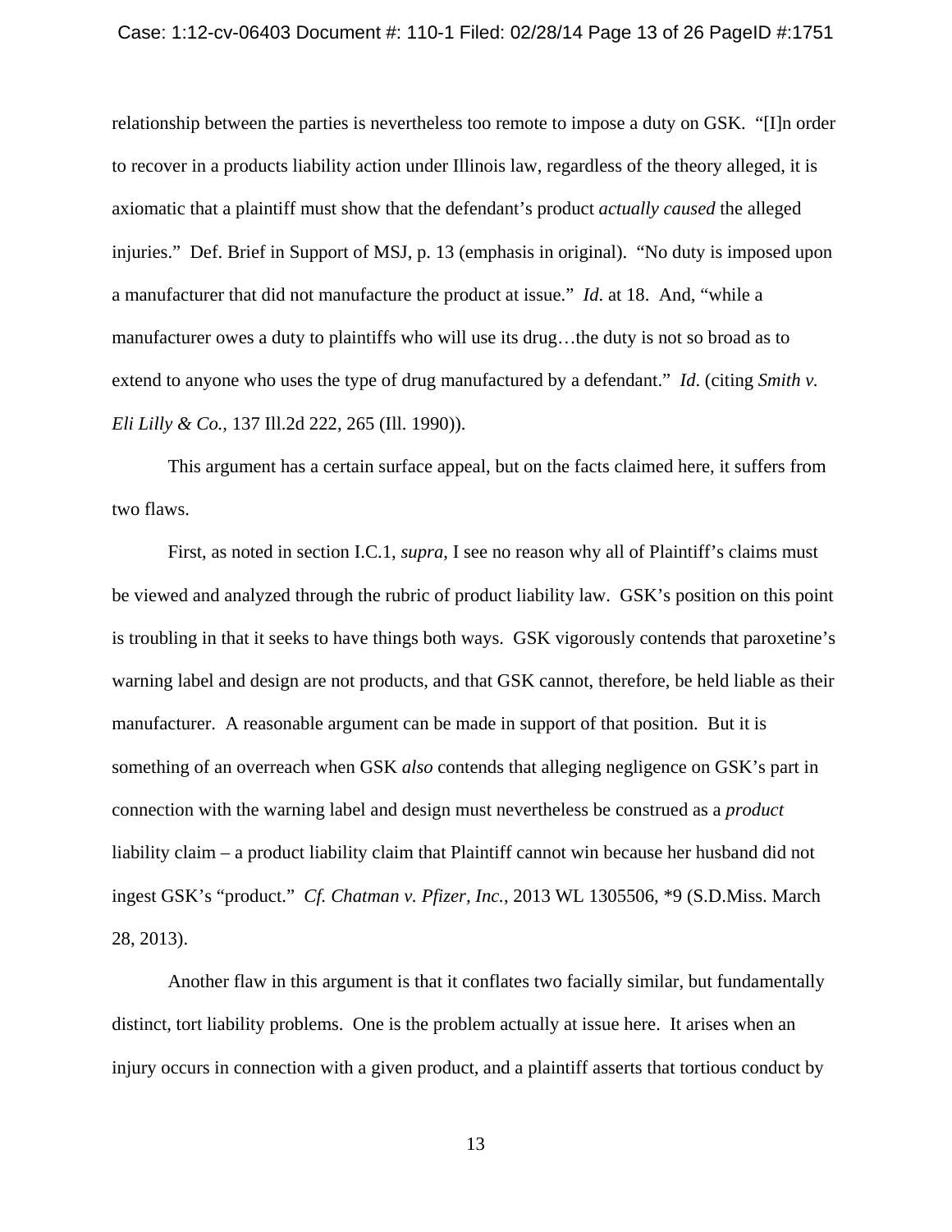relationship between the parties is nevertheless too remote to impose a duty on GSK. "[I]n order to recover in a products liability action under Illinois law, regardless of the theory alleged, it is axiomatic that a plaintiff must show that the defendant's product *actually caused* the alleged injuries." Def. Brief in Support of MSJ, p. 13 (emphasis in original). "No duty is imposed upon a manufacturer that did not manufacture the product at issue." *Id*. at 18. And, "while a manufacturer owes a duty to plaintiffs who will use its drug…the duty is not so broad as to extend to anyone who uses the type of drug manufactured by a defendant." *Id*. (citing *Smith v. Eli Lilly & Co.*, 137 Ill.2d 222, 265 (Ill. 1990)).

This argument has a certain surface appeal, but on the facts claimed here, it suffers from two flaws.

First, as noted in section I.C.1, *supra*, I see no reason why all of Plaintiff's claims must be viewed and analyzed through the rubric of product liability law. GSK's position on this point is troubling in that it seeks to have things both ways. GSK vigorously contends that paroxetine's warning label and design are not products, and that GSK cannot, therefore, be held liable as their manufacturer. A reasonable argument can be made in support of that position. But it is something of an overreach when GSK *also* contends that alleging negligence on GSK's part in connection with the warning label and design must nevertheless be construed as a *product* liability claim – a product liability claim that Plaintiff cannot win because her husband did not ingest GSK's "product." *Cf. Chatman v. Pfizer, Inc.*, 2013 WL 1305506, *9 (S.D.Miss. March 28, 2013).

Another flaw in this argument is that it conflates two facially similar, but fundamentally distinct, tort liability problems. One is the problem actually at issue here. It arises when an injury occurs in connection with a given product, and a plaintiff asserts that tortious conduct by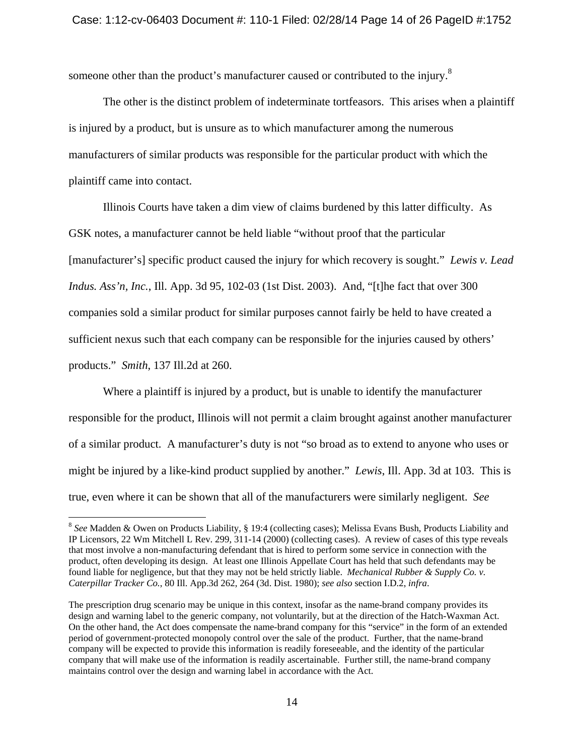someone other than the product's manufacturer caused or contributed to the injury.[8]

The other is the distinct problem of indeterminate tortfeasors. This arises when a plaintiff is injured by a product, but is unsure as to which manufacturer among the numerous manufacturers of similar products was responsible for the particular product with which the plaintiff came into contact.

Illinois Courts have taken a dim view of claims burdened by this latter difficulty. As GSK notes, a manufacturer cannot be held liable "without proof that the particular [manufacturer's] specific product caused the injury for which recovery is sought." *Lewis v. Lead Indus. Ass'n, Inc.*, Ill. App. 3d 95, 102-03 (1st Dist. 2003). And, "[t]he fact that over 300 companies sold a similar product for similar purposes cannot fairly be held to have created a sufficient nexus such that each company can be responsible for the injuries caused by others' products." *Smith*, 137 Ill.2d at 260.

Where a plaintiff is injured by a product, but is unable to identify the manufacturer responsible for the product, Illinois will not permit a claim brought against another manufacturer of a similar product. A manufacturer's duty is not "so broad as to extend to anyone who uses or might be injured by a like-kind product supplied by another." *Lewis*, Ill. App. 3d at 103. This is true, even where it can be shown that all of the manufacturers were similarly negligent. *See*

---

[8] *See* Madden & Owen on Products Liability, § 19:4 (collecting cases); Melissa Evans Bush, Products Liability and IP Licensors, 22 Wm Mitchell L Rev. 299, 311-14 (2000) (collecting cases). A review of cases of this type reveals that most involve a non-manufacturing defendant that is hired to perform some service in connection with the product, often developing its design. At least one Illinois Appellate Court has held that such defendants may be found liable for negligence, but that they may not be held strictly liable. *Mechanical Rubber & Supply Co. v. Caterpillar Tracker Co.*, 80 Ill. App.3d 262, 264 (3d. Dist. 1980); *see also* section I.D.2, *infra*.

The prescription drug scenario may be unique in this context, insofar as the name-brand company provides its design and warning label to the generic company, not voluntarily, but at the direction of the Hatch-Waxman Act. On the other hand, the Act does compensate the name-brand company for this "service" in the form of an extended period of government-protected monopoly control over the sale of the product. Further, that the name-brand company will be expected to provide this information is readily foreseeable, and the identity of the particular company that will make use of the information is readily ascertainable. Further still, the name-brand company maintains control over the design and warning label in accordance with the Act.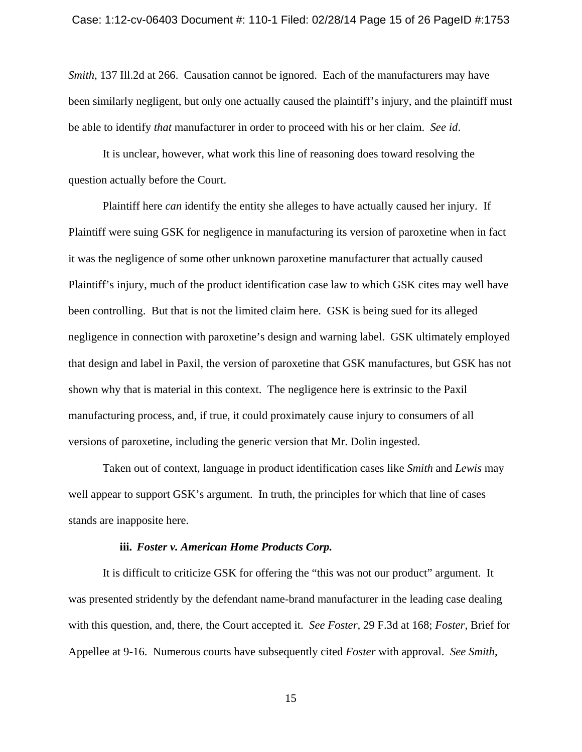*Smith*, 137 Ill.2d at 266. Causation cannot be ignored. Each of the manufacturers may have been similarly negligent, but only one actually caused the plaintiff's injury, and the plaintiff must be able to identify *that* manufacturer in order to proceed with his or her claim. *See id*.

It is unclear, however, what work this line of reasoning does toward resolving the question actually before the Court.

Plaintiff here *can* identify the entity she alleges to have actually caused her injury. If Plaintiff were suing GSK for negligence in manufacturing its version of paroxetine when in fact it was the negligence of some other unknown paroxetine manufacturer that actually caused Plaintiff's injury, much of the product identification case law to which GSK cites may well have been controlling. But that is not the limited claim here. GSK is being sued for its alleged negligence in connection with paroxetine's design and warning label. GSK ultimately employed that design and label in Paxil, the version of paroxetine that GSK manufactures, but GSK has not shown why that is material in this context. The negligence here is extrinsic to the Paxil manufacturing process, and, if true, it could proximately cause injury to consumers of all versions of paroxetine, including the generic version that Mr. Dolin ingested.

Taken out of context, language in product identification cases like *Smith* and *Lewis* may well appear to support GSK's argument. In truth, the principles for which that line of cases stands are inapposite here.

**iii. *Foster v. American Home Products Corp.***

It is difficult to criticize GSK for offering the "this was not our product" argument. It was presented stridently by the defendant name-brand manufacturer in the leading case dealing with this question, and, there, the Court accepted it. *See Foster*, 29 F.3d at 168; *Foster*, Brief for Appellee at 9-16. Numerous courts have subsequently cited *Foster* with approval. *See Smith*,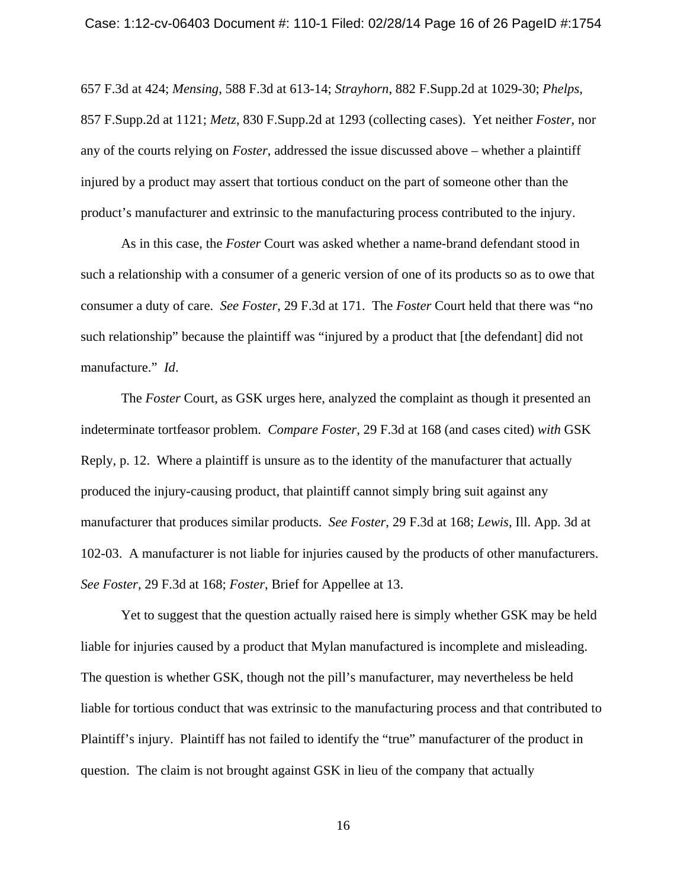657 F.3d at 424; *Mensing*, 588 F.3d at 613-14; *Strayhorn*, 882 F.Supp.2d at 1029-30; *Phelps*, 857 F.Supp.2d at 1121; *Metz*, 830 F.Supp.2d at 1293 (collecting cases). Yet neither *Foster*, nor any of the courts relying on *Foster*, addressed the issue discussed above – whether a plaintiff injured by a product may assert that tortious conduct on the part of someone other than the product's manufacturer and extrinsic to the manufacturing process contributed to the injury.

As in this case, the *Foster* Court was asked whether a name-brand defendant stood in such a relationship with a consumer of a generic version of one of its products so as to owe that consumer a duty of care. *See Foster*, 29 F.3d at 171. The *Foster* Court held that there was "no such relationship" because the plaintiff was "injured by a product that [the defendant] did not manufacture." *Id*.

The *Foster* Court, as GSK urges here, analyzed the complaint as though it presented an indeterminate tortfeasor problem. *Compare Foster*, 29 F.3d at 168 (and cases cited) *with* GSK Reply, p. 12. Where a plaintiff is unsure as to the identity of the manufacturer that actually produced the injury-causing product, that plaintiff cannot simply bring suit against any manufacturer that produces similar products. *See Foster*, 29 F.3d at 168; *Lewis,* Ill. App. 3d at 102-03. A manufacturer is not liable for injuries caused by the products of other manufacturers. *See Foster*, 29 F.3d at 168; *Foster*, Brief for Appellee at 13.

Yet to suggest that the question actually raised here is simply whether GSK may be held liable for injuries caused by a product that Mylan manufactured is incomplete and misleading. The question is whether GSK, though not the pill's manufacturer, may nevertheless be held liable for tortious conduct that was extrinsic to the manufacturing process and that contributed to Plaintiff's injury. Plaintiff has not failed to identify the "true" manufacturer of the product in question. The claim is not brought against GSK in lieu of the company that actually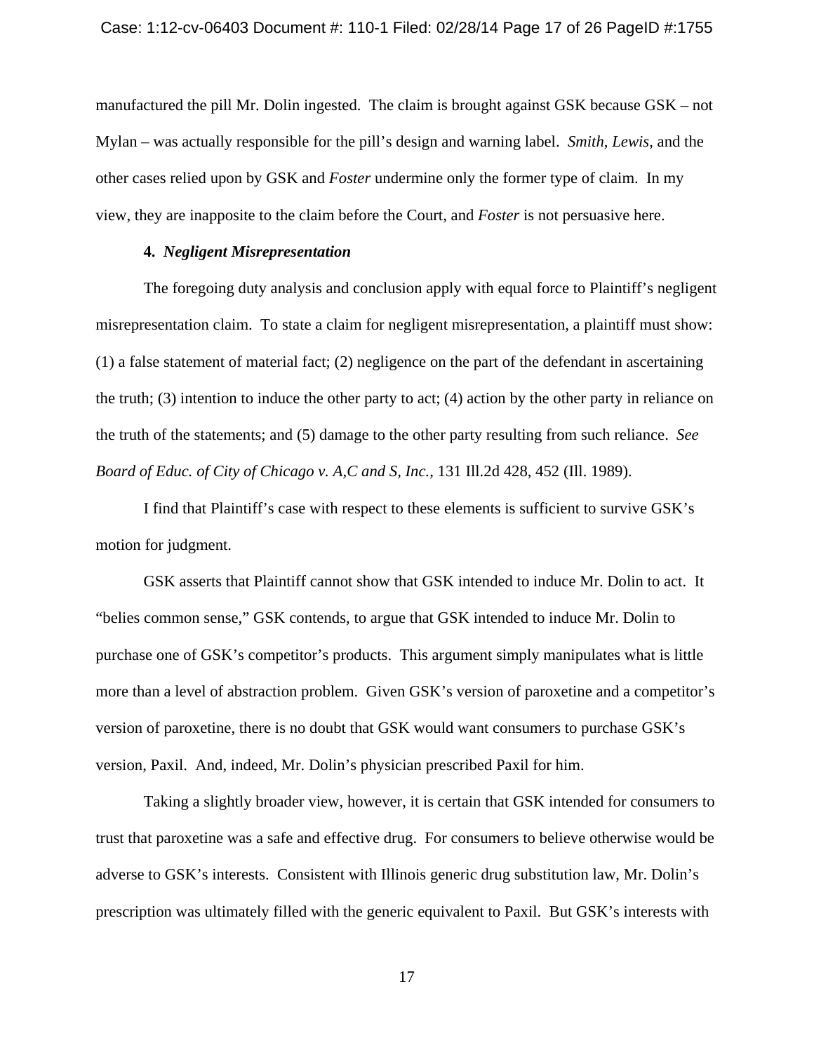manufactured the pill Mr. Dolin ingested. The claim is brought against GSK because GSK – not Mylan – was actually responsible for the pill's design and warning label. *Smith*, *Lewis*, and the other cases relied upon by GSK and *Foster* undermine only the former type of claim. In my view, they are inapposite to the claim before the Court, and *Foster* is not persuasive here.

**4. *Negligent Misrepresentation***

The foregoing duty analysis and conclusion apply with equal force to Plaintiff's negligent misrepresentation claim. To state a claim for negligent misrepresentation, a plaintiff must show: (1) a false statement of material fact; (2) negligence on the part of the defendant in ascertaining the truth; (3) intention to induce the other party to act; (4) action by the other party in reliance on the truth of the statements; and (5) damage to the other party resulting from such reliance. *See Board of Educ. of City of Chicago v. A,C and S, Inc.*, 131 Ill.2d 428, 452 (Ill. 1989).

I find that Plaintiff's case with respect to these elements is sufficient to survive GSK's motion for judgment.

GSK asserts that Plaintiff cannot show that GSK intended to induce Mr. Dolin to act. It "belies common sense," GSK contends, to argue that GSK intended to induce Mr. Dolin to purchase one of GSK's competitor's products. This argument simply manipulates what is little more than a level of abstraction problem. Given GSK's version of paroxetine and a competitor's version of paroxetine, there is no doubt that GSK would want consumers to purchase GSK's version, Paxil. And, indeed, Mr. Dolin's physician prescribed Paxil for him.

Taking a slightly broader view, however, it is certain that GSK intended for consumers to trust that paroxetine was a safe and effective drug. For consumers to believe otherwise would be adverse to GSK's interests. Consistent with Illinois generic drug substitution law, Mr. Dolin's prescription was ultimately filled with the generic equivalent to Paxil. But GSK's interests with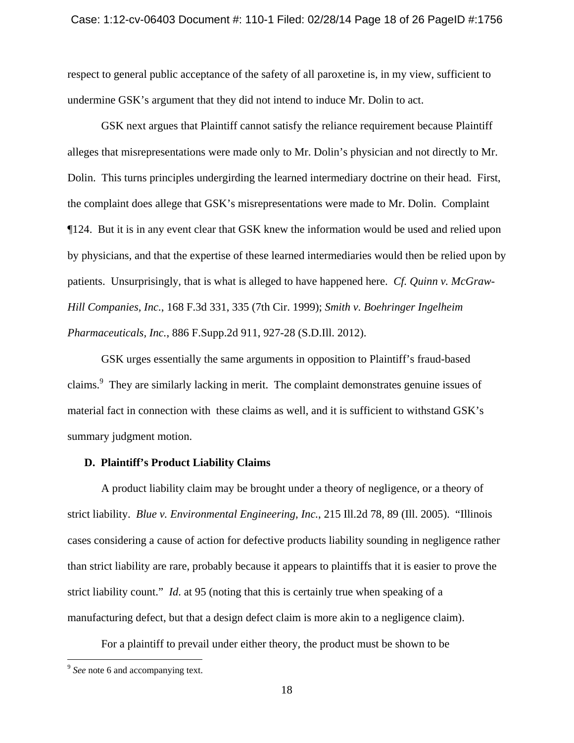respect to general public acceptance of the safety of all paroxetine is, in my view, sufficient to undermine GSK's argument that they did not intend to induce Mr. Dolin to act.

GSK next argues that Plaintiff cannot satisfy the reliance requirement because Plaintiff alleges that misrepresentations were made only to Mr. Dolin's physician and not directly to Mr. Dolin. This turns principles undergirding the learned intermediary doctrine on their head. First, the complaint does allege that GSK's misrepresentations were made to Mr. Dolin. Complaint ¶124. But it is in any event clear that GSK knew the information would be used and relied upon by physicians, and that the expertise of these learned intermediaries would then be relied upon by patients. Unsurprisingly, that is what is alleged to have happened here. *Cf. Quinn v. McGraw-Hill Companies, Inc.*, 168 F.3d 331, 335 (7th Cir. 1999); *Smith v. Boehringer Ingelheim Pharmaceuticals, Inc.*, 886 F.Supp.2d 911, 927-28 (S.D.Ill. 2012).

GSK urges essentially the same arguments in opposition to Plaintiff's fraud-based claims.[9] They are similarly lacking in merit. The complaint demonstrates genuine issues of material fact in connection with these claims as well, and it is sufficient to withstand GSK's summary judgment motion.

**D. Plaintiff's Product Liability Claims**

A product liability claim may be brought under a theory of negligence, or a theory of strict liability. *Blue v. Environmental Engineering, Inc.*, 215 Ill.2d 78, 89 (Ill. 2005). "Illinois cases considering a cause of action for defective products liability sounding in negligence rather than strict liability are rare, probably because it appears to plaintiffs that it is easier to prove the strict liability count." *Id.* at 95 (noting that this is certainly true when speaking of a manufacturing defect, but that a design defect claim is more akin to a negligence claim).

For a plaintiff to prevail under either theory, the product must be shown to be

---

[9] *See* note 6 and accompanying text.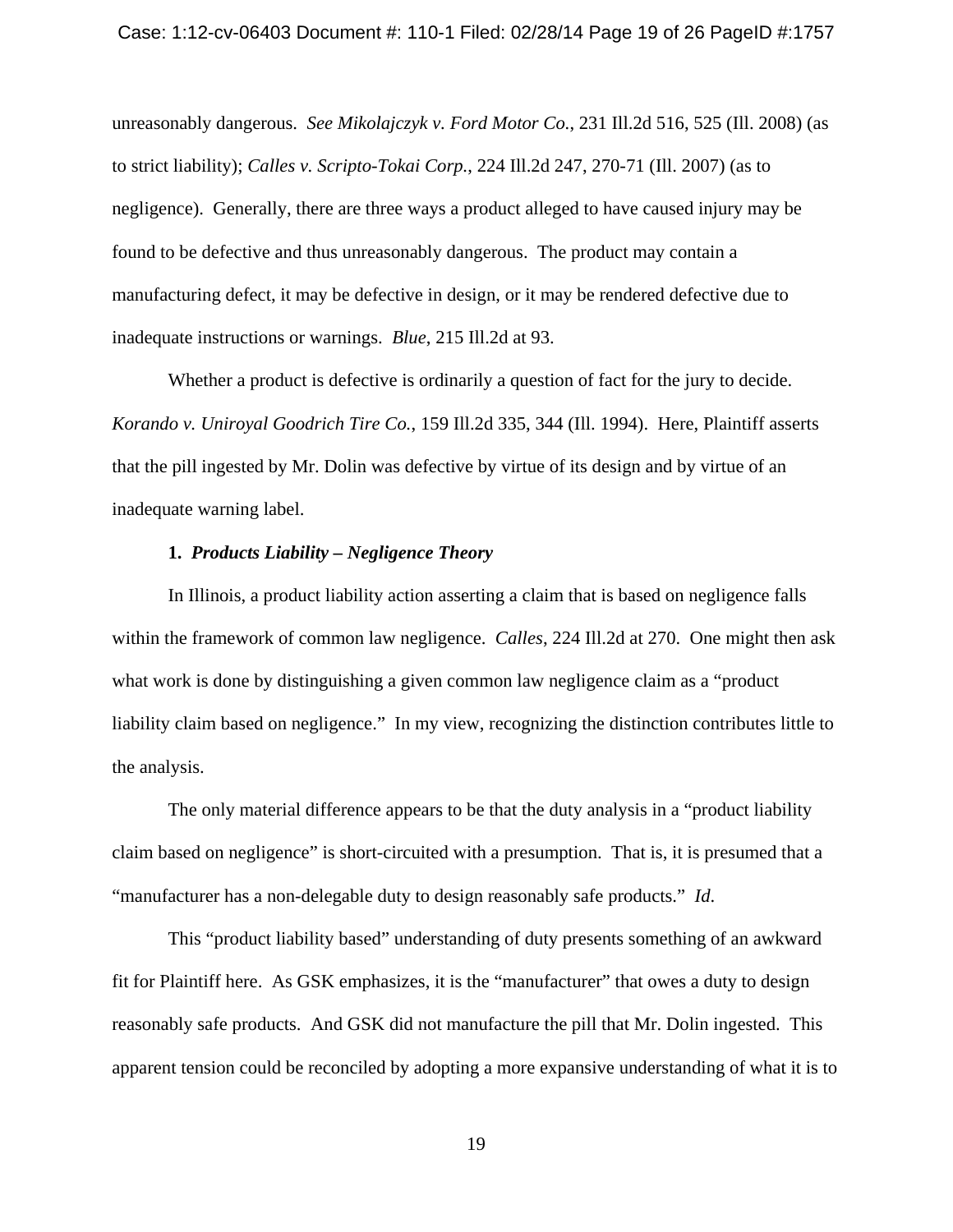unreasonably dangerous. *See Mikolajczyk v. Ford Motor Co.*, 231 Ill.2d 516, 525 (Ill. 2008) (as to strict liability); *Calles v. Scripto-Tokai Corp.*, 224 Ill.2d 247, 270-71 (Ill. 2007) (as to negligence). Generally, there are three ways a product alleged to have caused injury may be found to be defective and thus unreasonably dangerous. The product may contain a manufacturing defect, it may be defective in design, or it may be rendered defective due to inadequate instructions or warnings. *Blue*, 215 Ill.2d at 93.

Whether a product is defective is ordinarily a question of fact for the jury to decide. *Korando v. Uniroyal Goodrich Tire Co.*, 159 Ill.2d 335, 344 (Ill. 1994). Here, Plaintiff asserts that the pill ingested by Mr. Dolin was defective by virtue of its design and by virtue of an inadequate warning label.

**1. *Products Liability – Negligence Theory***

In Illinois, a product liability action asserting a claim that is based on negligence falls within the framework of common law negligence. *Calles*, 224 Ill.2d at 270. One might then ask what work is done by distinguishing a given common law negligence claim as a "product liability claim based on negligence." In my view, recognizing the distinction contributes little to the analysis.

The only material difference appears to be that the duty analysis in a "product liability claim based on negligence" is short-circuited with a presumption. That is, it is presumed that a "manufacturer has a non-delegable duty to design reasonably safe products." *Id*.

This "product liability based" understanding of duty presents something of an awkward fit for Plaintiff here. As GSK emphasizes, it is the "manufacturer" that owes a duty to design reasonably safe products. And GSK did not manufacture the pill that Mr. Dolin ingested. This apparent tension could be reconciled by adopting a more expansive understanding of what it is to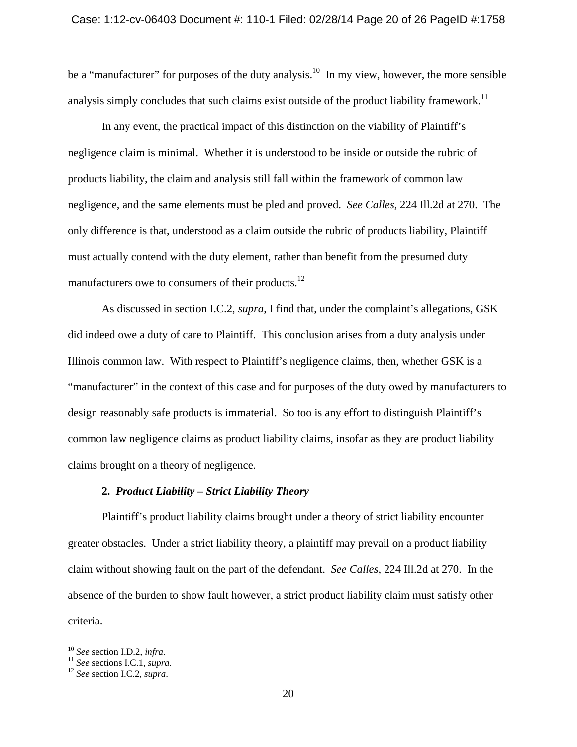be a "manufacturer" for purposes of the duty analysis.[10] In my view, however, the more sensible analysis simply concludes that such claims exist outside of the product liability framework.[11]

In any event, the practical impact of this distinction on the viability of Plaintiff's negligence claim is minimal. Whether it is understood to be inside or outside the rubric of products liability, the claim and analysis still fall within the framework of common law negligence, and the same elements must be pled and proved. *See Calles*, 224 Ill.2d at 270. The only difference is that, understood as a claim outside the rubric of products liability, Plaintiff must actually contend with the duty element, rather than benefit from the presumed duty manufacturers owe to consumers of their products.[12]

As discussed in section I.C.2, *supra*, I find that, under the complaint's allegations, GSK did indeed owe a duty of care to Plaintiff. This conclusion arises from a duty analysis under Illinois common law. With respect to Plaintiff's negligence claims, then, whether GSK is a "manufacturer" in the context of this case and for purposes of the duty owed by manufacturers to design reasonably safe products is immaterial. So too is any effort to distinguish Plaintiff's common law negligence claims as product liability claims, insofar as they are product liability claims brought on a theory of negligence.

**2. *Product Liability – Strict Liability Theory***

Plaintiff's product liability claims brought under a theory of strict liability encounter greater obstacles. Under a strict liability theory, a plaintiff may prevail on a product liability claim without showing fault on the part of the defendant. *See Calles*, 224 Ill.2d at 270. In the absence of the burden to show fault however, a strict product liability claim must satisfy other criteria.

---

[10] *See* section I.D.2, *infra*.
[11] *See* sections I.C.1, *supra*.
[12] *See* section I.C.2, *supra*.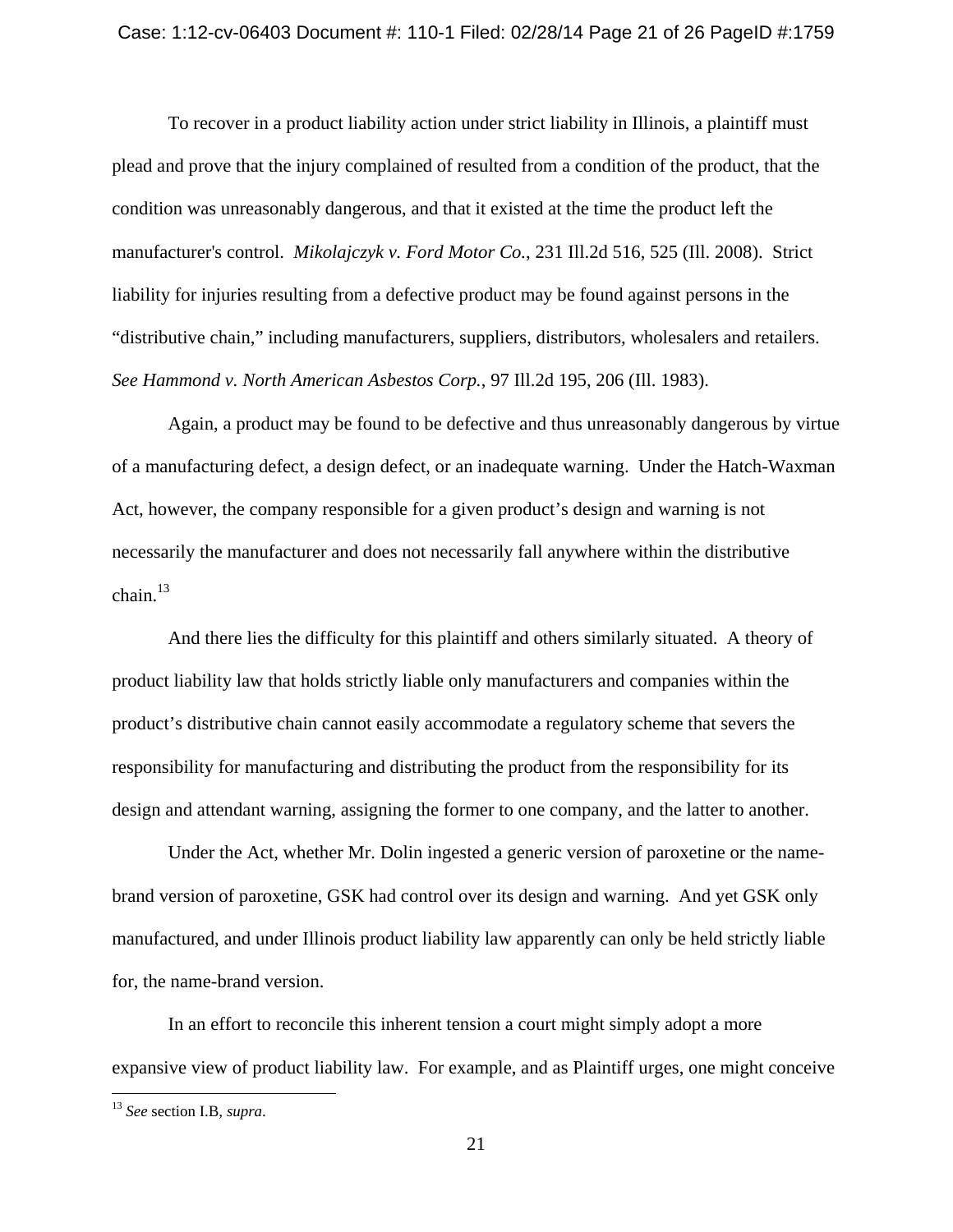To recover in a product liability action under strict liability in Illinois, a plaintiff must plead and prove that the injury complained of resulted from a condition of the product, that the condition was unreasonably dangerous, and that it existed at the time the product left the manufacturer's control. *Mikolajczyk v. Ford Motor Co.*, 231 Ill.2d 516, 525 (Ill. 2008). Strict liability for injuries resulting from a defective product may be found against persons in the "distributive chain," including manufacturers, suppliers, distributors, wholesalers and retailers. *See Hammond v. North American Asbestos Corp.*, 97 Ill.2d 195, 206 (Ill. 1983).

Again, a product may be found to be defective and thus unreasonably dangerous by virtue of a manufacturing defect, a design defect, or an inadequate warning. Under the Hatch-Waxman Act, however, the company responsible for a given product's design and warning is not necessarily the manufacturer and does not necessarily fall anywhere within the distributive chain.[13]

And there lies the difficulty for this plaintiff and others similarly situated. A theory of product liability law that holds strictly liable only manufacturers and companies within the product's distributive chain cannot easily accommodate a regulatory scheme that severs the responsibility for manufacturing and distributing the product from the responsibility for its design and attendant warning, assigning the former to one company, and the latter to another.

Under the Act, whether Mr. Dolin ingested a generic version of paroxetine or the name-brand version of paroxetine, GSK had control over its design and warning. And yet GSK only manufactured, and under Illinois product liability law apparently can only be held strictly liable for, the name-brand version.

In an effort to reconcile this inherent tension a court might simply adopt a more expansive view of product liability law. For example, and as Plaintiff urges, one might conceive

---

[13] *See* section I.B, *supra*.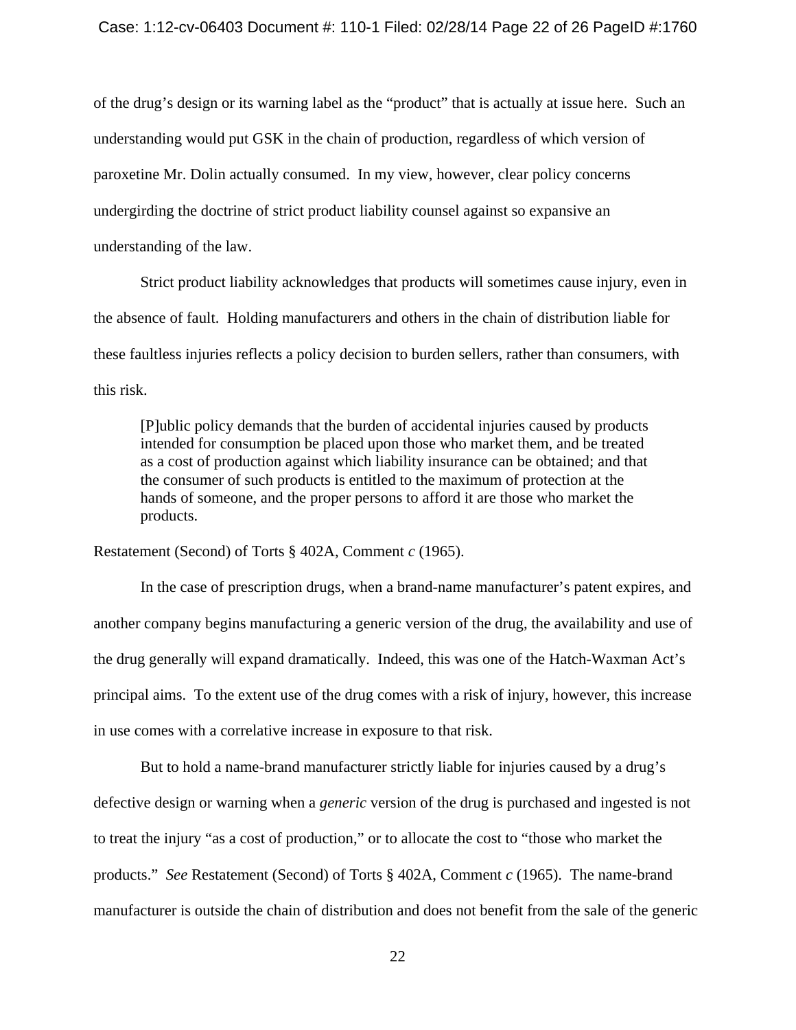of the drug's design or its warning label as the "product" that is actually at issue here. Such an understanding would put GSK in the chain of production, regardless of which version of paroxetine Mr. Dolin actually consumed. In my view, however, clear policy concerns undergirding the doctrine of strict product liability counsel against so expansive an understanding of the law.

Strict product liability acknowledges that products will sometimes cause injury, even in the absence of fault. Holding manufacturers and others in the chain of distribution liable for these faultless injuries reflects a policy decision to burden sellers, rather than consumers, with this risk.

> [P]ublic policy demands that the burden of accidental injuries caused by products intended for consumption be placed upon those who market them, and be treated as a cost of production against which liability insurance can be obtained; and that the consumer of such products is entitled to the maximum of protection at the hands of someone, and the proper persons to afford it are those who market the products.

Restatement (Second) of Torts § 402A, Comment *c* (1965).

In the case of prescription drugs, when a brand-name manufacturer's patent expires, and another company begins manufacturing a generic version of the drug, the availability and use of the drug generally will expand dramatically. Indeed, this was one of the Hatch-Waxman Act's principal aims. To the extent use of the drug comes with a risk of injury, however, this increase in use comes with a correlative increase in exposure to that risk.

But to hold a name-brand manufacturer strictly liable for injuries caused by a drug's defective design or warning when a *generic* version of the drug is purchased and ingested is not to treat the injury "as a cost of production," or to allocate the cost to "those who market the products." *See* Restatement (Second) of Torts § 402A, Comment *c* (1965). The name-brand manufacturer is outside the chain of distribution and does not benefit from the sale of the generic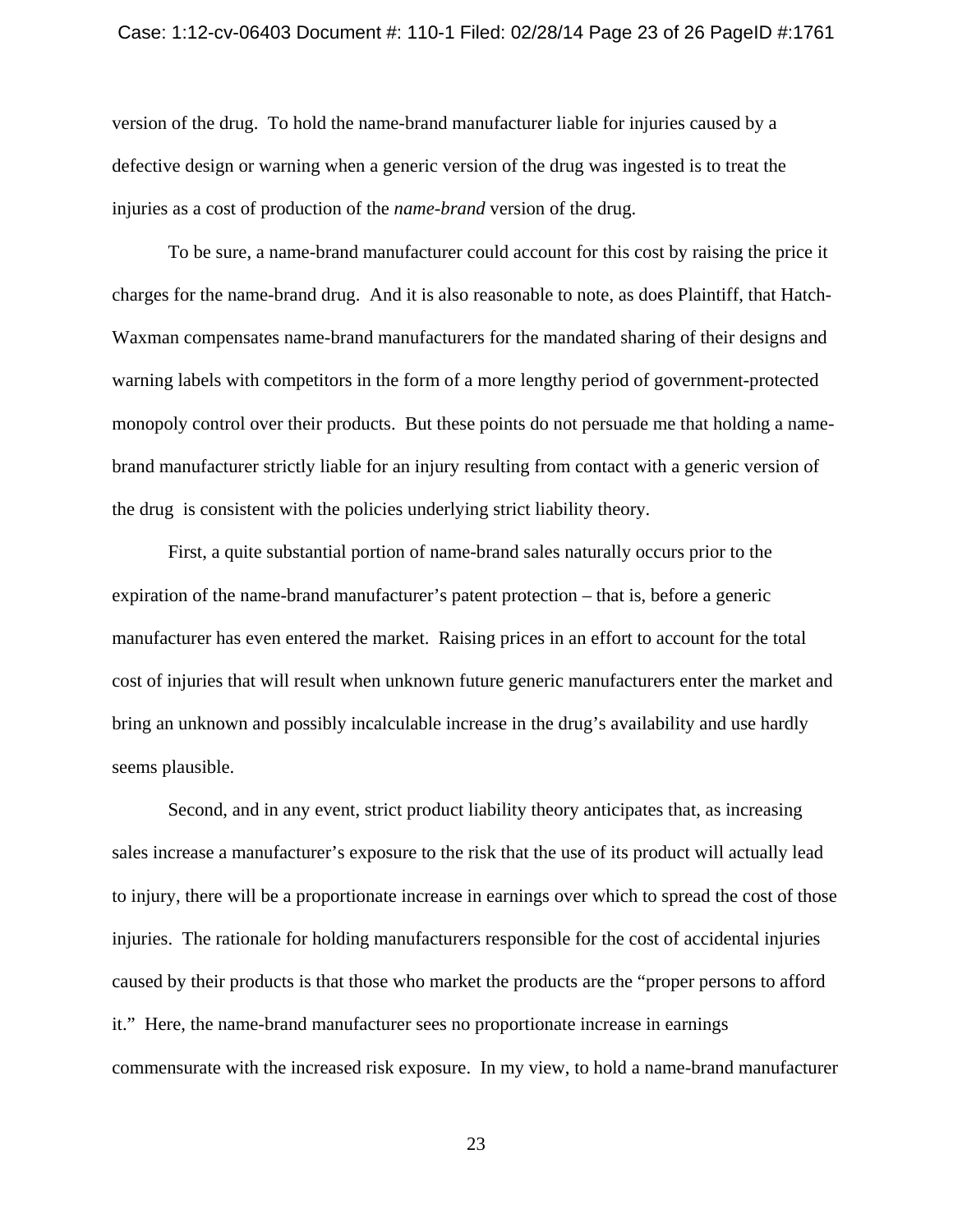version of the drug. To hold the name-brand manufacturer liable for injuries caused by a defective design or warning when a generic version of the drug was ingested is to treat the injuries as a cost of production of the *name-brand* version of the drug.

To be sure, a name-brand manufacturer could account for this cost by raising the price it charges for the name-brand drug. And it is also reasonable to note, as does Plaintiff, that Hatch-Waxman compensates name-brand manufacturers for the mandated sharing of their designs and warning labels with competitors in the form of a more lengthy period of government-protected monopoly control over their products. But these points do not persuade me that holding a name-brand manufacturer strictly liable for an injury resulting from contact with a generic version of the drug is consistent with the policies underlying strict liability theory.

First, a quite substantial portion of name-brand sales naturally occurs prior to the expiration of the name-brand manufacturer's patent protection – that is, before a generic manufacturer has even entered the market. Raising prices in an effort to account for the total cost of injuries that will result when unknown future generic manufacturers enter the market and bring an unknown and possibly incalculable increase in the drug's availability and use hardly seems plausible.

Second, and in any event, strict product liability theory anticipates that, as increasing sales increase a manufacturer's exposure to the risk that the use of its product will actually lead to injury, there will be a proportionate increase in earnings over which to spread the cost of those injuries. The rationale for holding manufacturers responsible for the cost of accidental injuries caused by their products is that those who market the products are the "proper persons to afford it." Here, the name-brand manufacturer sees no proportionate increase in earnings commensurate with the increased risk exposure. In my view, to hold a name-brand manufacturer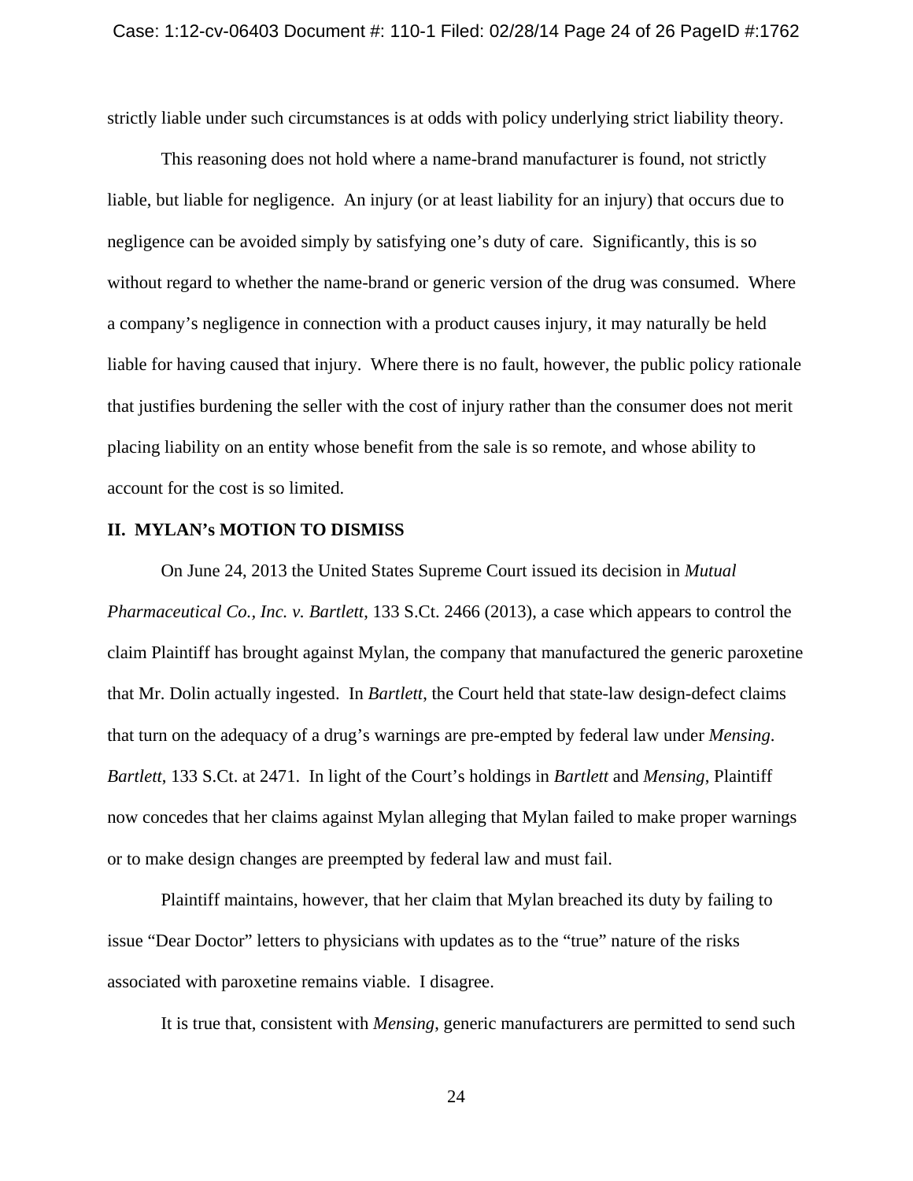strictly liable under such circumstances is at odds with policy underlying strict liability theory.

This reasoning does not hold where a name-brand manufacturer is found, not strictly liable, but liable for negligence. An injury (or at least liability for an injury) that occurs due to negligence can be avoided simply by satisfying one's duty of care. Significantly, this is so without regard to whether the name-brand or generic version of the drug was consumed. Where a company's negligence in connection with a product causes injury, it may naturally be held liable for having caused that injury. Where there is no fault, however, the public policy rationale that justifies burdening the seller with the cost of injury rather than the consumer does not merit placing liability on an entity whose benefit from the sale is so remote, and whose ability to account for the cost is so limited.

## II. MYLAN's MOTION TO DISMISS

On June 24, 2013 the United States Supreme Court issued its decision in *Mutual Pharmaceutical Co., Inc. v. Bartlett*, 133 S.Ct. 2466 (2013), a case which appears to control the claim Plaintiff has brought against Mylan, the company that manufactured the generic paroxetine that Mr. Dolin actually ingested. In *Bartlett*, the Court held that state-law design-defect claims that turn on the adequacy of a drug's warnings are pre-empted by federal law under *Mensing*. *Bartlett*, 133 S.Ct. at 2471. In light of the Court's holdings in *Bartlett* and *Mensing*, Plaintiff now concedes that her claims against Mylan alleging that Mylan failed to make proper warnings or to make design changes are preempted by federal law and must fail.

Plaintiff maintains, however, that her claim that Mylan breached its duty by failing to issue "Dear Doctor" letters to physicians with updates as to the "true" nature of the risks associated with paroxetine remains viable. I disagree.

It is true that, consistent with *Mensing*, generic manufacturers are permitted to send such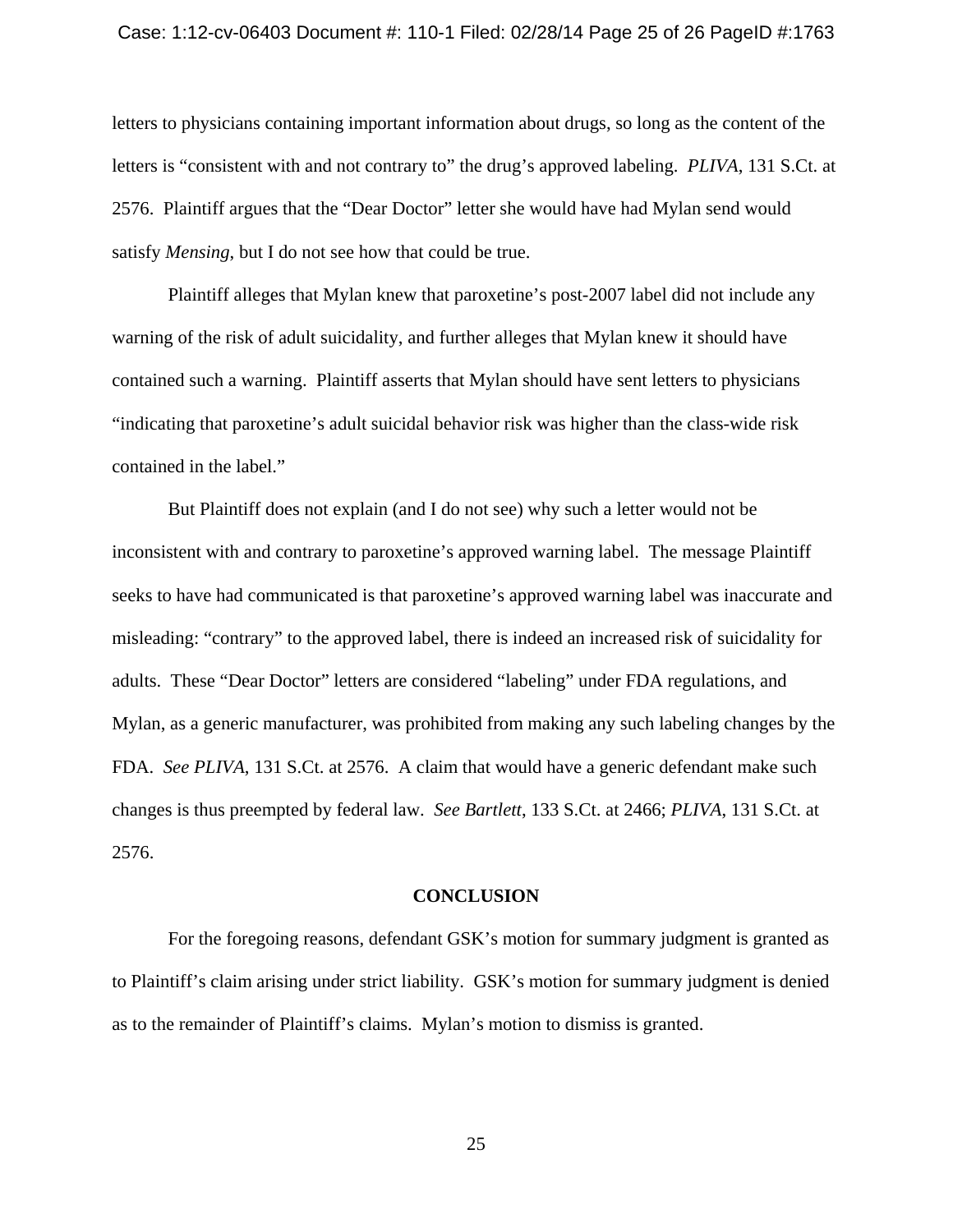letters to physicians containing important information about drugs, so long as the content of the letters is "consistent with and not contrary to" the drug's approved labeling. *PLIVA*, 131 S.Ct. at 2576. Plaintiff argues that the "Dear Doctor" letter she would have had Mylan send would satisfy *Mensing*, but I do not see how that could be true.

Plaintiff alleges that Mylan knew that paroxetine's post-2007 label did not include any warning of the risk of adult suicidality, and further alleges that Mylan knew it should have contained such a warning. Plaintiff asserts that Mylan should have sent letters to physicians "indicating that paroxetine's adult suicidal behavior risk was higher than the class-wide risk contained in the label."

But Plaintiff does not explain (and I do not see) why such a letter would not be inconsistent with and contrary to paroxetine's approved warning label. The message Plaintiff seeks to have had communicated is that paroxetine's approved warning label was inaccurate and misleading: "contrary" to the approved label, there is indeed an increased risk of suicidality for adults. These "Dear Doctor" letters are considered "labeling" under FDA regulations, and Mylan, as a generic manufacturer, was prohibited from making any such labeling changes by the FDA. *See PLIVA*, 131 S.Ct. at 2576. A claim that would have a generic defendant make such changes is thus preempted by federal law. *See Bartlett*, 133 S.Ct. at 2466; *PLIVA*, 131 S.Ct. at 2576.

## CONCLUSION

For the foregoing reasons, defendant GSK's motion for summary judgment is granted as to Plaintiff's claim arising under strict liability. GSK's motion for summary judgment is denied as to the remainder of Plaintiff's claims. Mylan's motion to dismiss is granted.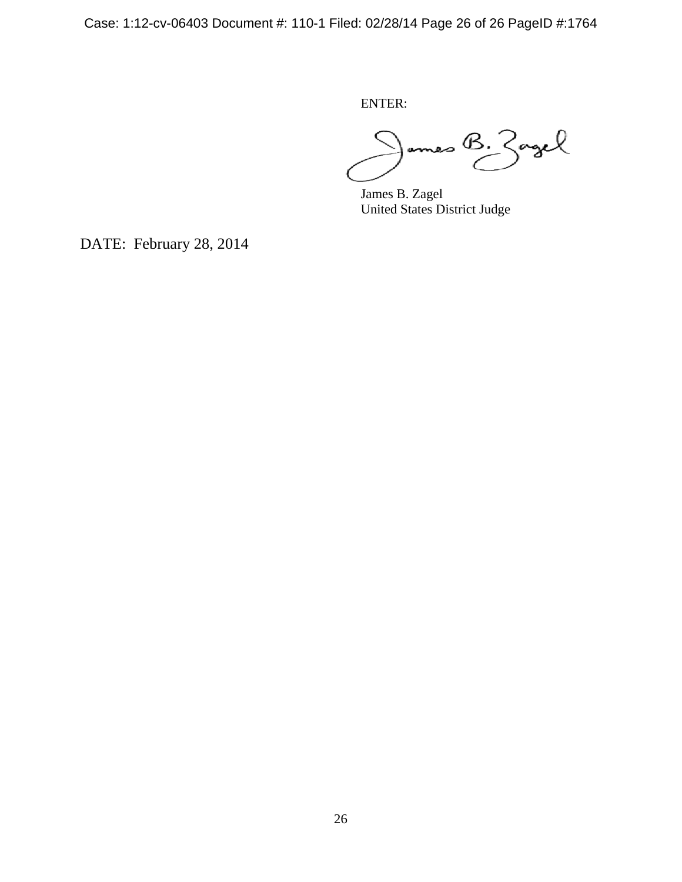ENTER:

James B. Zagel
United States District Judge

DATE: February 28, 2014